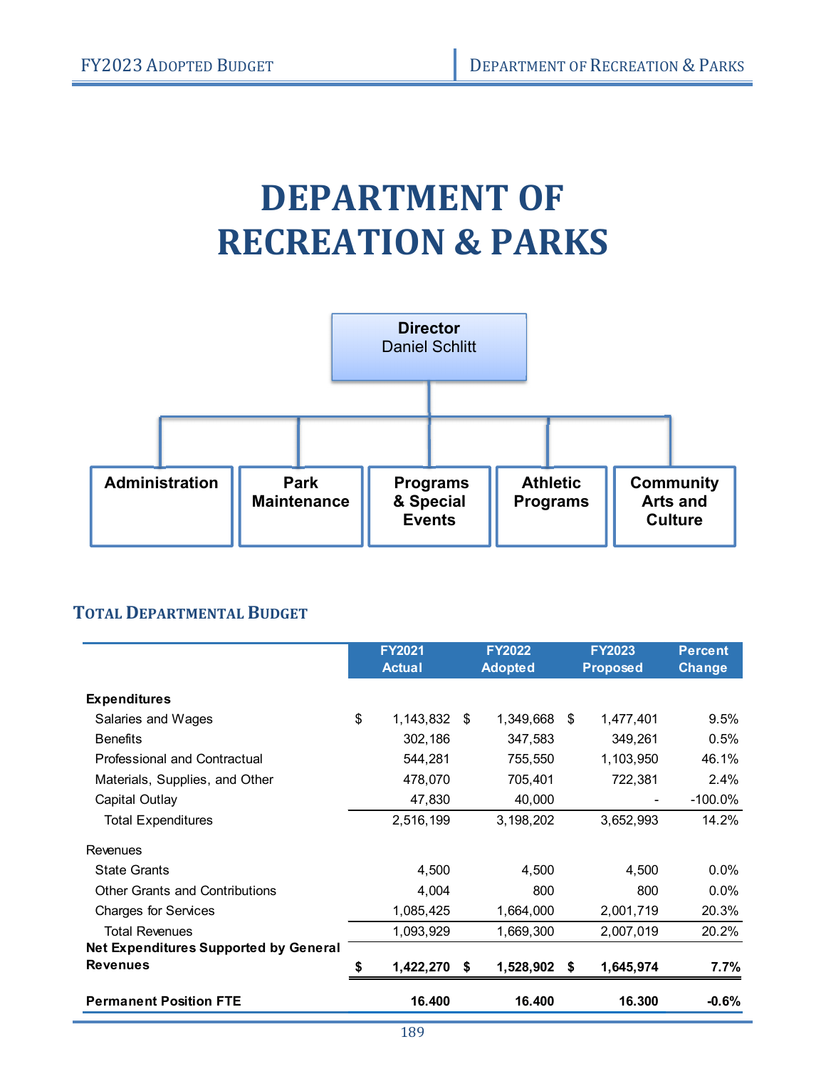# DEPARTMENT OF RECREATION & PARKS

**Director**
Daniel Schlitt

- Administration
- Park Maintenance
- Programs & Special Events
- Athletic Programs
- Community Arts and Culture

## TOTAL DEPARTMENTAL BUDGET

| | FY2021 Actual | FY2022 Adopted | FY2023 Proposed | Percent Change |
|---|---|---|---|---|
| **Expenditures** | | | | |
| Salaries and Wages | $ 1,143,832 | $ 1,349,668 | $ 1,477,401 | 9.5% |
| Benefits | 302,186 | 347,583 | 349,261 | 0.5% |
| Professional and Contractual | 544,281 | 755,550 | 1,103,950 | 46.1% |
| Materials, Supplies, and Other | 478,070 | 705,401 | 722,381 | 2.4% |
| Capital Outlay | 47,830 | 40,000 | - | -100.0% |
| Total Expenditures | 2,516,199 | 3,198,202 | 3,652,993 | 14.2% |
| Revenues | | | | |
| State Grants | 4,500 | 4,500 | 4,500 | 0.0% |
| Other Grants and Contributions | 4,004 | 800 | 800 | 0.0% |
| Charges for Services | 1,085,425 | 1,664,000 | 2,001,719 | 20.3% |
| Total Revenues | 1,093,929 | 1,669,300 | 2,007,019 | 20.2% |
| **Net Expenditures Supported by General Revenues** | **$ 1,422,270** | **$ 1,528,902** | **$ 1,645,974** | **7.7%** |
| **Permanent Position FTE** | **16.400** | **16.400** | **16.300** | **-0.6%** |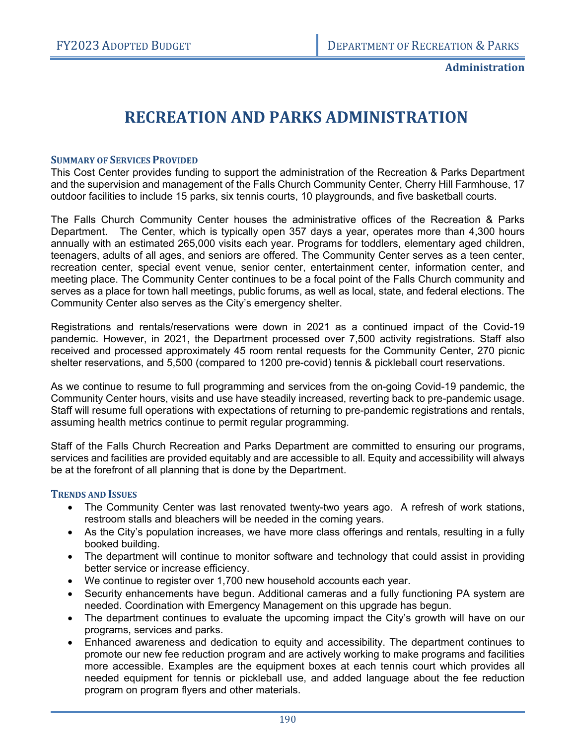# RECREATION AND PARKS ADMINISTRATION

### Summary of Services Provided

This Cost Center provides funding to support the administration of the Recreation & Parks Department and the supervision and management of the Falls Church Community Center, Cherry Hill Farmhouse, 17 outdoor facilities to include 15 parks, six tennis courts, 10 playgrounds, and five basketball courts.

The Falls Church Community Center houses the administrative offices of the Recreation & Parks Department. The Center, which is typically open 357 days a year, operates more than 4,300 hours annually with an estimated 265,000 visits each year. Programs for toddlers, elementary aged children, teenagers, adults of all ages, and seniors are offered. The Community Center serves as a teen center, recreation center, special event venue, senior center, entertainment center, information center, and meeting place. The Community Center continues to be a focal point of the Falls Church community and serves as a place for town hall meetings, public forums, as well as local, state, and federal elections. The Community Center also serves as the City's emergency shelter.

Registrations and rentals/reservations were down in 2021 as a continued impact of the Covid-19 pandemic. However, in 2021, the Department processed over 7,500 activity registrations. Staff also received and processed approximately 45 room rental requests for the Community Center, 270 picnic shelter reservations, and 5,500 (compared to 1200 pre-covid) tennis & pickleball court reservations.

As we continue to resume to full programming and services from the on-going Covid-19 pandemic, the Community Center hours, visits and use have steadily increased, reverting back to pre-pandemic usage. Staff will resume full operations with expectations of returning to pre-pandemic registrations and rentals, assuming health metrics continue to permit regular programming.

Staff of the Falls Church Recreation and Parks Department are committed to ensuring our programs, services and facilities are provided equitably and are accessible to all. Equity and accessibility will always be at the forefront of all planning that is done by the Department.

### Trends and Issues

- The Community Center was last renovated twenty-two years ago. A refresh of work stations, restroom stalls and bleachers will be needed in the coming years.
- As the City's population increases, we have more class offerings and rentals, resulting in a fully booked building.
- The department will continue to monitor software and technology that could assist in providing better service or increase efficiency.
- We continue to register over 1,700 new household accounts each year.
- Security enhancements have begun. Additional cameras and a fully functioning PA system are needed. Coordination with Emergency Management on this upgrade has begun.
- The department continues to evaluate the upcoming impact the City's growth will have on our programs, services and parks.
- Enhanced awareness and dedication to equity and accessibility. The department continues to promote our new fee reduction program and are actively working to make programs and facilities more accessible. Examples are the equipment boxes at each tennis court which provides all needed equipment for tennis or pickleball use, and added language about the fee reduction program on program flyers and other materials.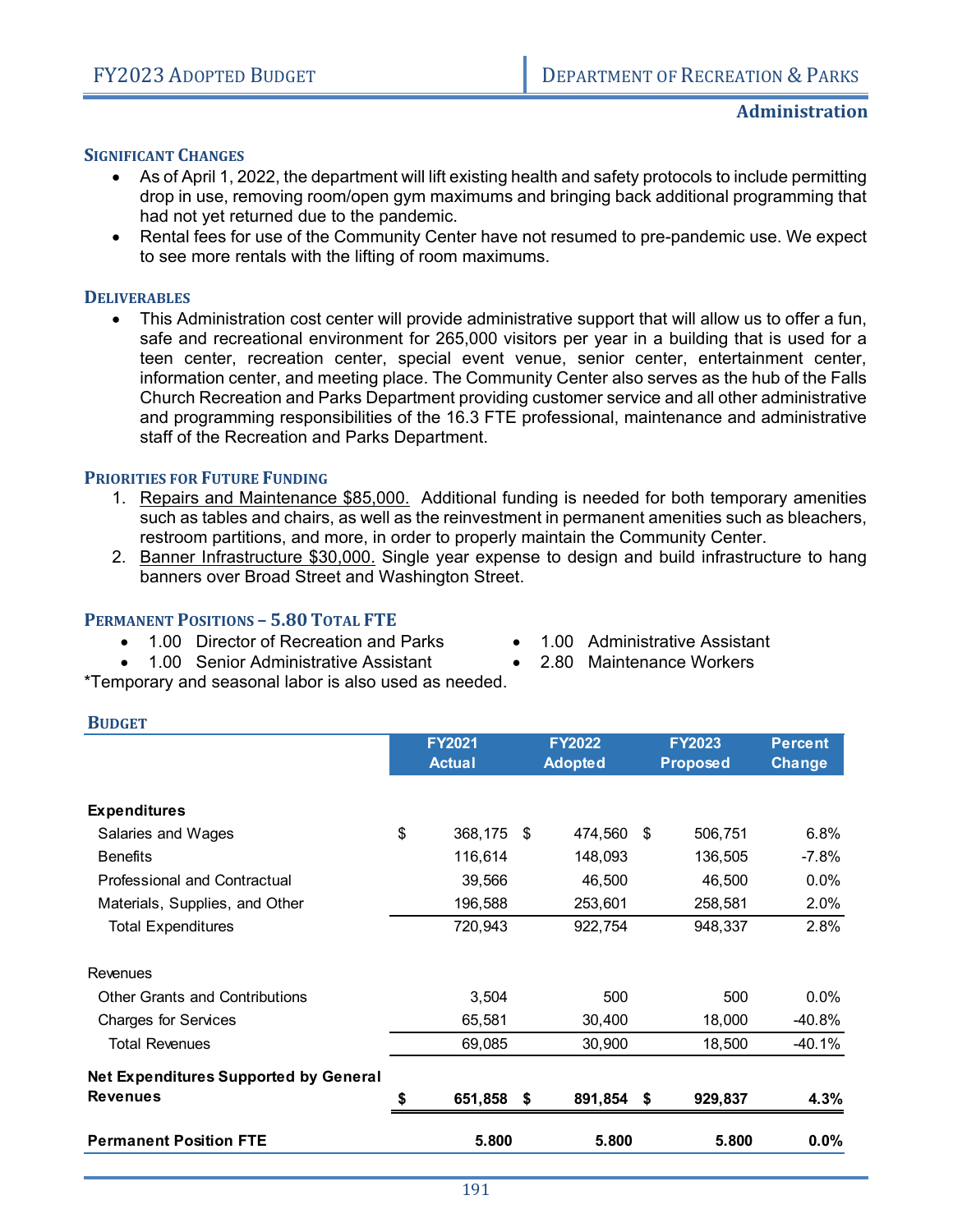## Administration

### Significant Changes

- As of April 1, 2022, the department will lift existing health and safety protocols to include permitting drop in use, removing room/open gym maximums and bringing back additional programming that had not yet returned due to the pandemic.
- Rental fees for use of the Community Center have not resumed to pre-pandemic use. We expect to see more rentals with the lifting of room maximums.

### Deliverables

- This Administration cost center will provide administrative support that will allow us to offer a fun, safe and recreational environment for 265,000 visitors per year in a building that is used for a teen center, recreation center, special event venue, senior center, entertainment center, information center, and meeting place. The Community Center also serves as the hub of the Falls Church Recreation and Parks Department providing customer service and all other administrative and programming responsibilities of the 16.3 FTE professional, maintenance and administrative staff of the Recreation and Parks Department.

### Priorities for Future Funding

1. Repairs and Maintenance $85,000. Additional funding is needed for both temporary amenities such as tables and chairs, as well as the reinvestment in permanent amenities such as bleachers, restroom partitions, and more, in order to properly maintain the Community Center.
2. Banner Infrastructure $30,000. Single year expense to design and build infrastructure to hang banners over Broad Street and Washington Street.

### Permanent Positions – 5.80 Total FTE

- 1.00 Director of Recreation and Parks
- 1.00 Senior Administrative Assistant
- 1.00 Administrative Assistant
- 2.80 Maintenance Workers

*Temporary and seasonal labor is also used as needed.

### Budget

| | FY2021 Actual | FY2022 Adopted | FY2023 Proposed | Percent Change |
|---|---|---|---|---|
| **Expenditures** | | | | |
| Salaries and Wages | $ 368,175 | $ 474,560 | $ 506,751 | 6.8% |
| Benefits | 116,614 | 148,093 | 136,505 | -7.8% |
| Professional and Contractual | 39,566 | 46,500 | 46,500 | 0.0% |
| Materials, Supplies, and Other | 196,588 | 253,601 | 258,581 | 2.0% |
| Total Expenditures | 720,943 | 922,754 | 948,337 | 2.8% |
| Revenues | | | | |
| Other Grants and Contributions | 3,504 | 500 | 500 | 0.0% |
| Charges for Services | 65,581 | 30,400 | 18,000 | -40.8% |
| Total Revenues | 69,085 | 30,900 | 18,500 | -40.1% |
| **Net Expenditures Supported by General Revenues** | **$ 651,858** | **$ 891,854** | **$ 929,837** | **4.3%** |
| **Permanent Position FTE** | **5.800** | **5.800** | **5.800** | **0.0%** |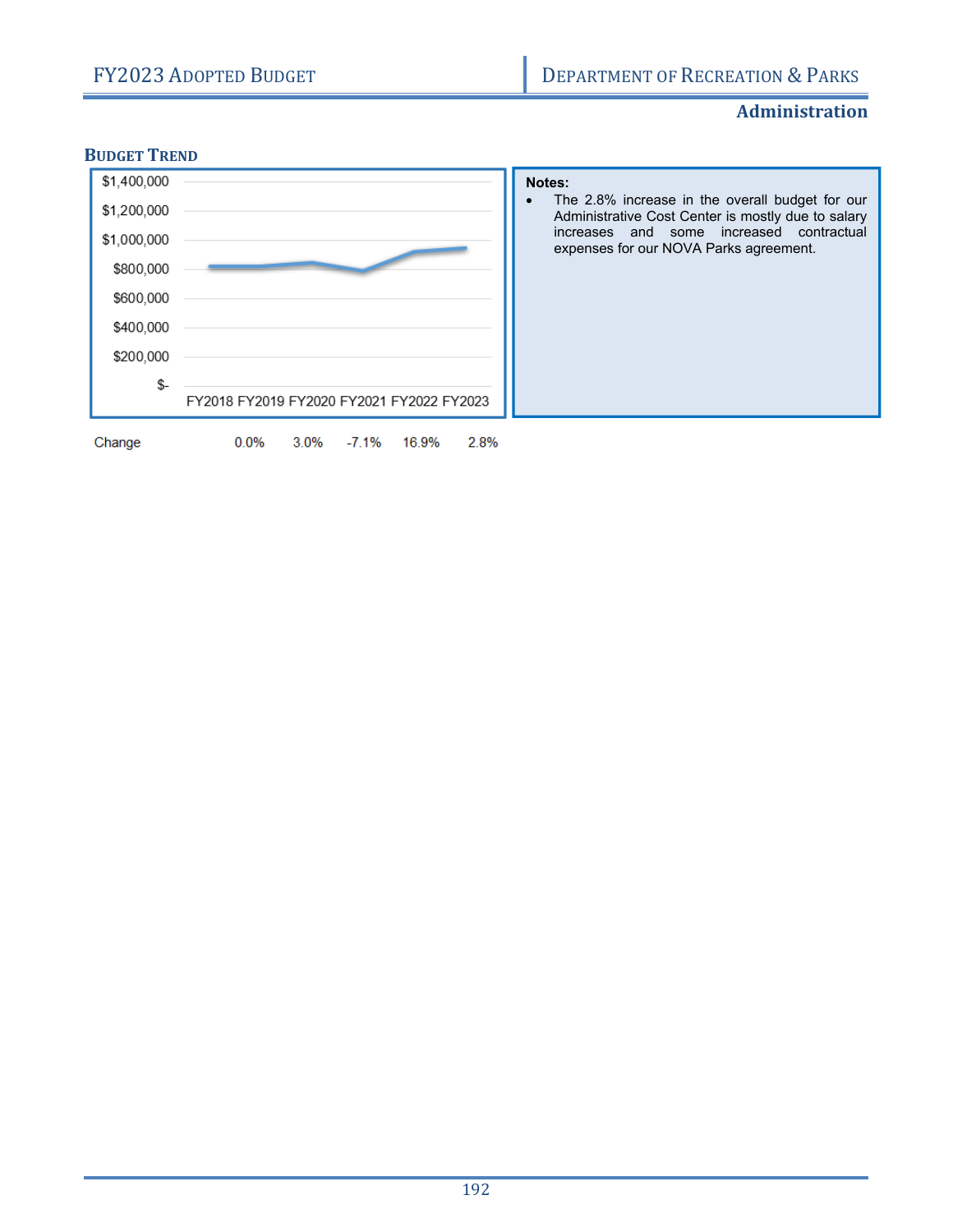## Administration

### Budget Trend

| | FY2018 | FY2019 | FY2020 | FY2021 | FY2022 | FY2023 |
|---|---|---|---|---|---|---|
| Change | | 0.0% | 3.0% | -7.1% | 16.9% | 2.8% |

**Notes:**

- The 2.8% increase in the overall budget for our Administrative Cost Center is mostly due to salary increases and some increased contractual expenses for our NOVA Parks agreement.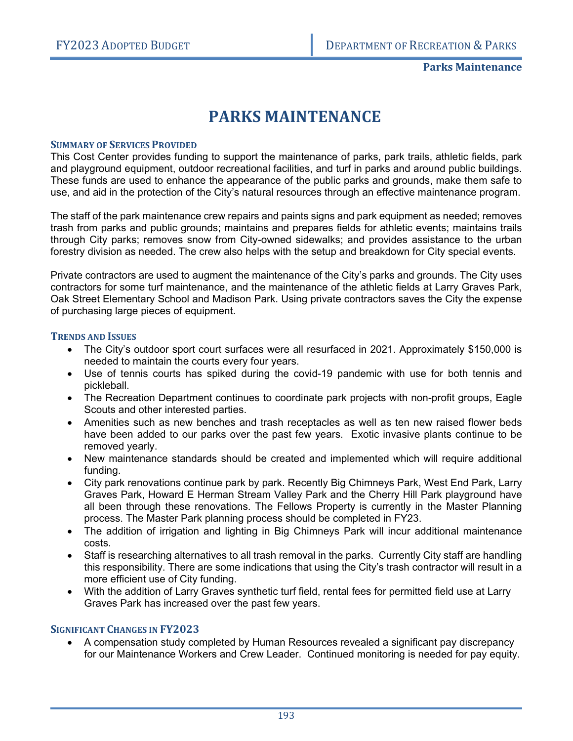# PARKS MAINTENANCE

## Summary of Services Provided

This Cost Center provides funding to support the maintenance of parks, park trails, athletic fields, park and playground equipment, outdoor recreational facilities, and turf in parks and around public buildings. These funds are used to enhance the appearance of the public parks and grounds, make them safe to use, and aid in the protection of the City's natural resources through an effective maintenance program.

The staff of the park maintenance crew repairs and paints signs and park equipment as needed; removes trash from parks and public grounds; maintains and prepares fields for athletic events; maintains trails through City parks; removes snow from City-owned sidewalks; and provides assistance to the urban forestry division as needed. The crew also helps with the setup and breakdown for City special events.

Private contractors are used to augment the maintenance of the City's parks and grounds. The City uses contractors for some turf maintenance, and the maintenance of the athletic fields at Larry Graves Park, Oak Street Elementary School and Madison Park. Using private contractors saves the City the expense of purchasing large pieces of equipment.

## Trends and Issues

- The City's outdoor sport court surfaces were all resurfaced in 2021. Approximately $150,000 is needed to maintain the courts every four years.
- Use of tennis courts has spiked during the covid-19 pandemic with use for both tennis and pickleball.
- The Recreation Department continues to coordinate park projects with non-profit groups, Eagle Scouts and other interested parties.
- Amenities such as new benches and trash receptacles as well as ten new raised flower beds have been added to our parks over the past few years. Exotic invasive plants continue to be removed yearly.
- New maintenance standards should be created and implemented which will require additional funding.
- City park renovations continue park by park. Recently Big Chimneys Park, West End Park, Larry Graves Park, Howard E Herman Stream Valley Park and the Cherry Hill Park playground have all been through these renovations. The Fellows Property is currently in the Master Planning process. The Master Park planning process should be completed in FY23.
- The addition of irrigation and lighting in Big Chimneys Park will incur additional maintenance costs.
- Staff is researching alternatives to all trash removal in the parks. Currently City staff are handling this responsibility. There are some indications that using the City's trash contractor will result in a more efficient use of City funding.
- With the addition of Larry Graves synthetic turf field, rental fees for permitted field use at Larry Graves Park has increased over the past few years.

## Significant Changes in FY2023

- A compensation study completed by Human Resources revealed a significant pay discrepancy for our Maintenance Workers and Crew Leader. Continued monitoring is needed for pay equity.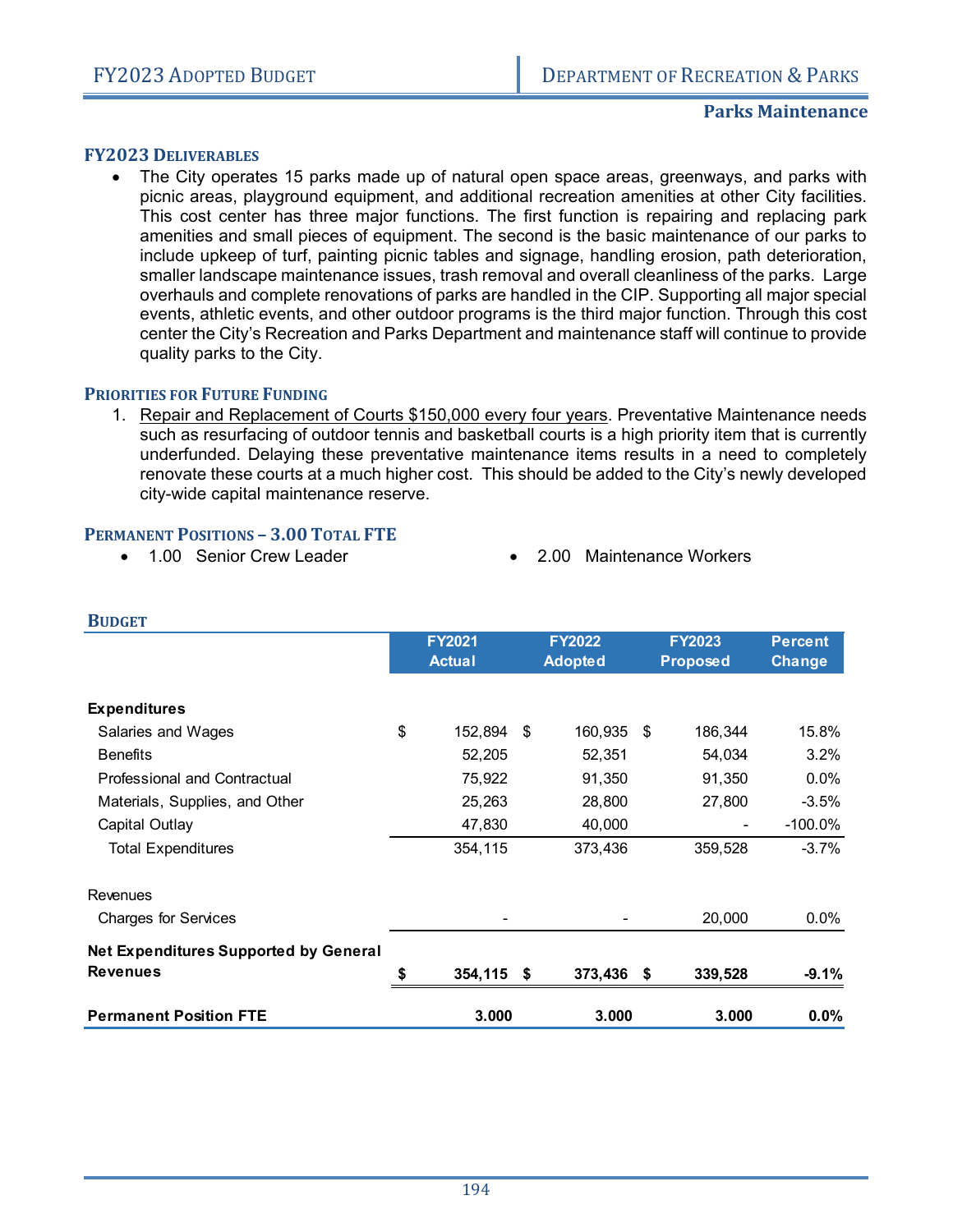## Parks Maintenance

### FY2023 Deliverables

- The City operates 15 parks made up of natural open space areas, greenways, and parks with picnic areas, playground equipment, and additional recreation amenities at other City facilities. This cost center has three major functions. The first function is repairing and replacing park amenities and small pieces of equipment. The second is the basic maintenance of our parks to include upkeep of turf, painting picnic tables and signage, handling erosion, path deterioration, smaller landscape maintenance issues, trash removal and overall cleanliness of the parks. Large overhauls and complete renovations of parks are handled in the CIP. Supporting all major special events, athletic events, and other outdoor programs is the third major function. Through this cost center the City's Recreation and Parks Department and maintenance staff will continue to provide quality parks to the City.

### Priorities for Future Funding

1. Repair and Replacement of Courts $150,000 every four years. Preventative Maintenance needs such as resurfacing of outdoor tennis and basketball courts is a high priority item that is currently underfunded. Delaying these preventative maintenance items results in a need to completely renovate these courts at a much higher cost. This should be added to the City's newly developed city-wide capital maintenance reserve.

### Permanent Positions – 3.00 Total FTE

- 1.00 Senior Crew Leader
- 2.00 Maintenance Workers

### Budget

| | FY2021 Actual | FY2022 Adopted | FY2023 Proposed | Percent Change |
|---|---|---|---|---|
| **Expenditures** | | | | |
| Salaries and Wages | $ 152,894 | $ 160,935 | $ 186,344 | 15.8% |
| Benefits | 52,205 | 52,351 | 54,034 | 3.2% |
| Professional and Contractual | 75,922 | 91,350 | 91,350 | 0.0% |
| Materials, Supplies, and Other | 25,263 | 28,800 | 27,800 | -3.5% |
| Capital Outlay | 47,830 | 40,000 | - | -100.0% |
| Total Expenditures | 354,115 | 373,436 | 359,528 | -3.7% |
| Revenues | | | | |
| Charges for Services | - | - | 20,000 | 0.0% |
| **Net Expenditures Supported by General Revenues** | **$ 354,115** | **$ 373,436** | **$ 339,528** | **-9.1%** |
| **Permanent Position FTE** | **3.000** | **3.000** | **3.000** | **0.0%** |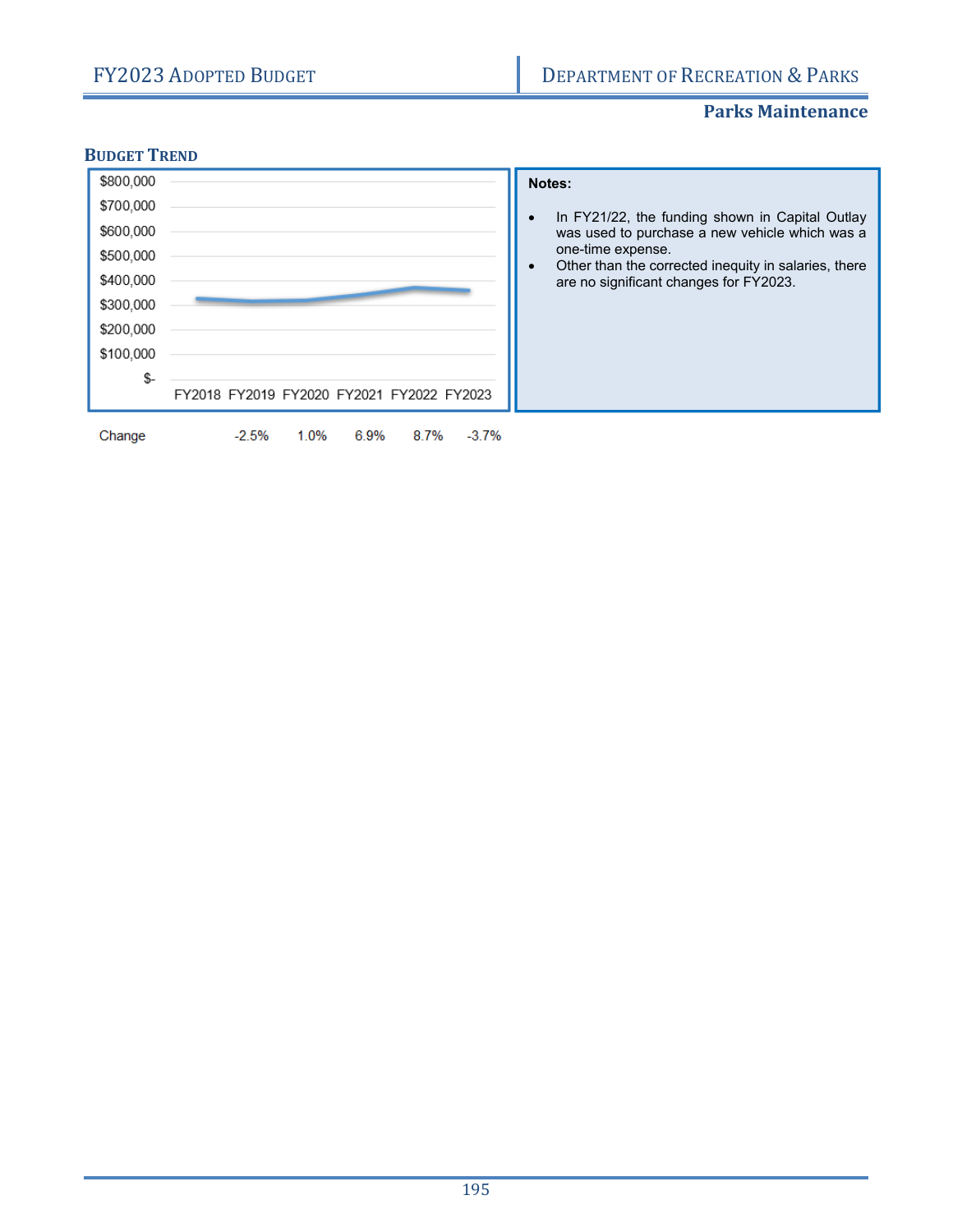## Parks Maintenance

### Budget Trend

| | FY2018 | FY2019 | FY2020 | FY2021 | FY2022 | FY2023 |
|---|---|---|---|---|---|---|
| Change | | -2.5% | 1.0% | 6.9% | 8.7% | -3.7% |

**Notes:**

- In FY21/22, the funding shown in Capital Outlay was used to purchase a new vehicle which was a one-time expense.
- Other than the corrected inequity in salaries, there are no significant changes for FY2023.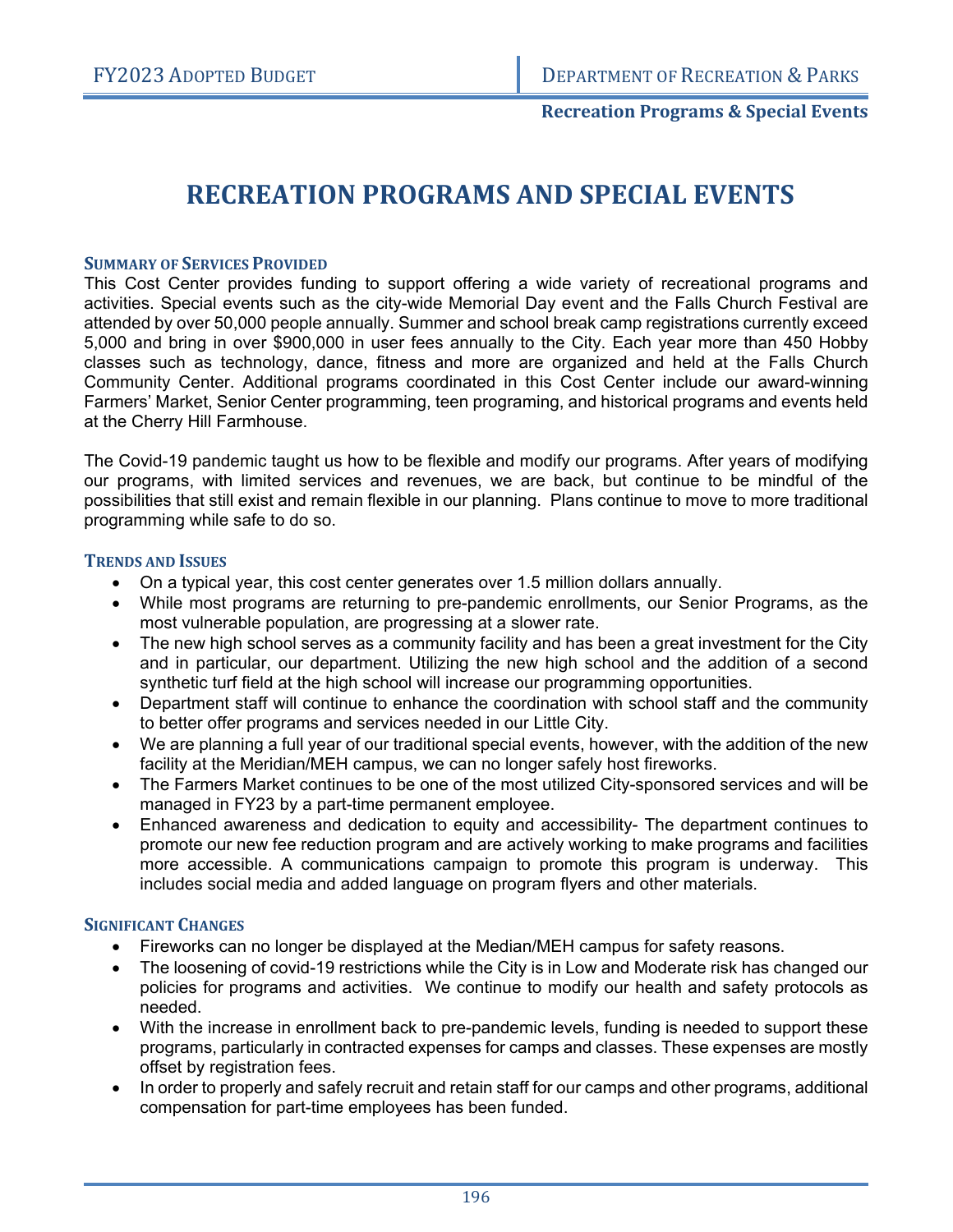# RECREATION PROGRAMS AND SPECIAL EVENTS

### Summary of Services Provided

This Cost Center provides funding to support offering a wide variety of recreational programs and activities. Special events such as the city-wide Memorial Day event and the Falls Church Festival are attended by over 50,000 people annually. Summer and school break camp registrations currently exceed 5,000 and bring in over $900,000 in user fees annually to the City. Each year more than 450 Hobby classes such as technology, dance, fitness and more are organized and held at the Falls Church Community Center. Additional programs coordinated in this Cost Center include our award-winning Farmers' Market, Senior Center programming, teen programing, and historical programs and events held at the Cherry Hill Farmhouse.

The Covid-19 pandemic taught us how to be flexible and modify our programs. After years of modifying our programs, with limited services and revenues, we are back, but continue to be mindful of the possibilities that still exist and remain flexible in our planning. Plans continue to move to more traditional programming while safe to do so.

### Trends and Issues

- On a typical year, this cost center generates over 1.5 million dollars annually.
- While most programs are returning to pre-pandemic enrollments, our Senior Programs, as the most vulnerable population, are progressing at a slower rate.
- The new high school serves as a community facility and has been a great investment for the City and in particular, our department. Utilizing the new high school and the addition of a second synthetic turf field at the high school will increase our programming opportunities.
- Department staff will continue to enhance the coordination with school staff and the community to better offer programs and services needed in our Little City.
- We are planning a full year of our traditional special events, however, with the addition of the new facility at the Meridian/MEH campus, we can no longer safely host fireworks.
- The Farmers Market continues to be one of the most utilized City-sponsored services and will be managed in FY23 by a part-time permanent employee.
- Enhanced awareness and dedication to equity and accessibility- The department continues to promote our new fee reduction program and are actively working to make programs and facilities more accessible. A communications campaign to promote this program is underway. This includes social media and added language on program flyers and other materials.

### Significant Changes

- Fireworks can no longer be displayed at the Median/MEH campus for safety reasons.
- The loosening of covid-19 restrictions while the City is in Low and Moderate risk has changed our policies for programs and activities. We continue to modify our health and safety protocols as needed.
- With the increase in enrollment back to pre-pandemic levels, funding is needed to support these programs, particularly in contracted expenses for camps and classes. These expenses are mostly offset by registration fees.
- In order to properly and safely recruit and retain staff for our camps and other programs, additional compensation for part-time employees has been funded.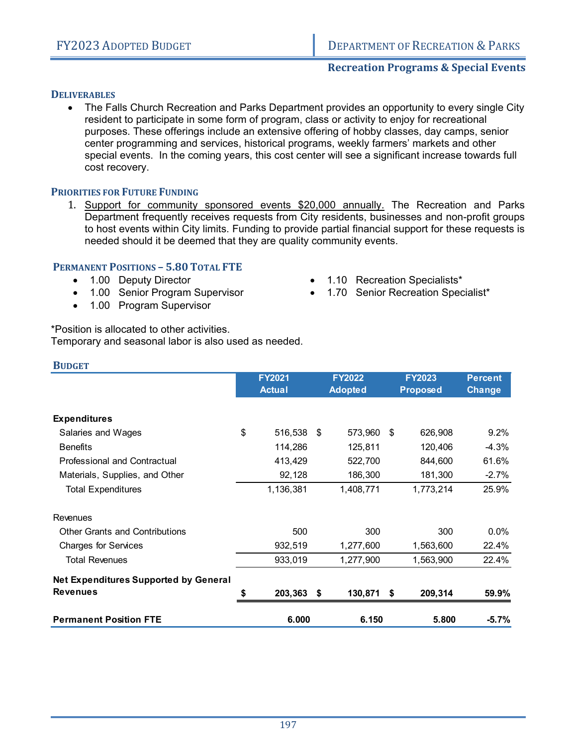## Recreation Programs & Special Events

### Deliverables

- The Falls Church Recreation and Parks Department provides an opportunity to every single City resident to participate in some form of program, class or activity to enjoy for recreational purposes. These offerings include an extensive offering of hobby classes, day camps, senior center programming and services, historical programs, weekly farmers' markets and other special events. In the coming years, this cost center will see a significant increase towards full cost recovery.

### Priorities for Future Funding

1. Support for community sponsored events $20,000 annually. The Recreation and Parks Department frequently receives requests from City residents, businesses and non-profit groups to host events within City limits. Funding to provide partial financial support for these requests is needed should it be deemed that they are quality community events.

### Permanent Positions – 5.80 Total FTE

- 1.00 Deputy Director
- 1.00 Senior Program Supervisor
- 1.00 Program Supervisor
- 1.10 Recreation Specialists*
- 1.70 Senior Recreation Specialist*

*Position is allocated to other activities.
Temporary and seasonal labor is also used as needed.

### Budget

| | FY2021 Actual | FY2022 Adopted | FY2023 Proposed | Percent Change |
|---|---|---|---|---|
| **Expenditures** | | | | |
| Salaries and Wages | $ 516,538 | $ 573,960 | $ 626,908 | 9.2% |
| Benefits | 114,286 | 125,811 | 120,406 | -4.3% |
| Professional and Contractual | 413,429 | 522,700 | 844,600 | 61.6% |
| Materials, Supplies, and Other | 92,128 | 186,300 | 181,300 | -2.7% |
| Total Expenditures | 1,136,381 | 1,408,771 | 1,773,214 | 25.9% |
| Revenues | | | | |
| Other Grants and Contributions | 500 | 300 | 300 | 0.0% |
| Charges for Services | 932,519 | 1,277,600 | 1,563,600 | 22.4% |
| Total Revenues | 933,019 | 1,277,900 | 1,563,900 | 22.4% |
| **Net Expenditures Supported by General Revenues** | **$ 203,363** | **$ 130,871** | **$ 209,314** | **59.9%** |
| **Permanent Position FTE** | **6.000** | **6.150** | **5.800** | **-5.7%** |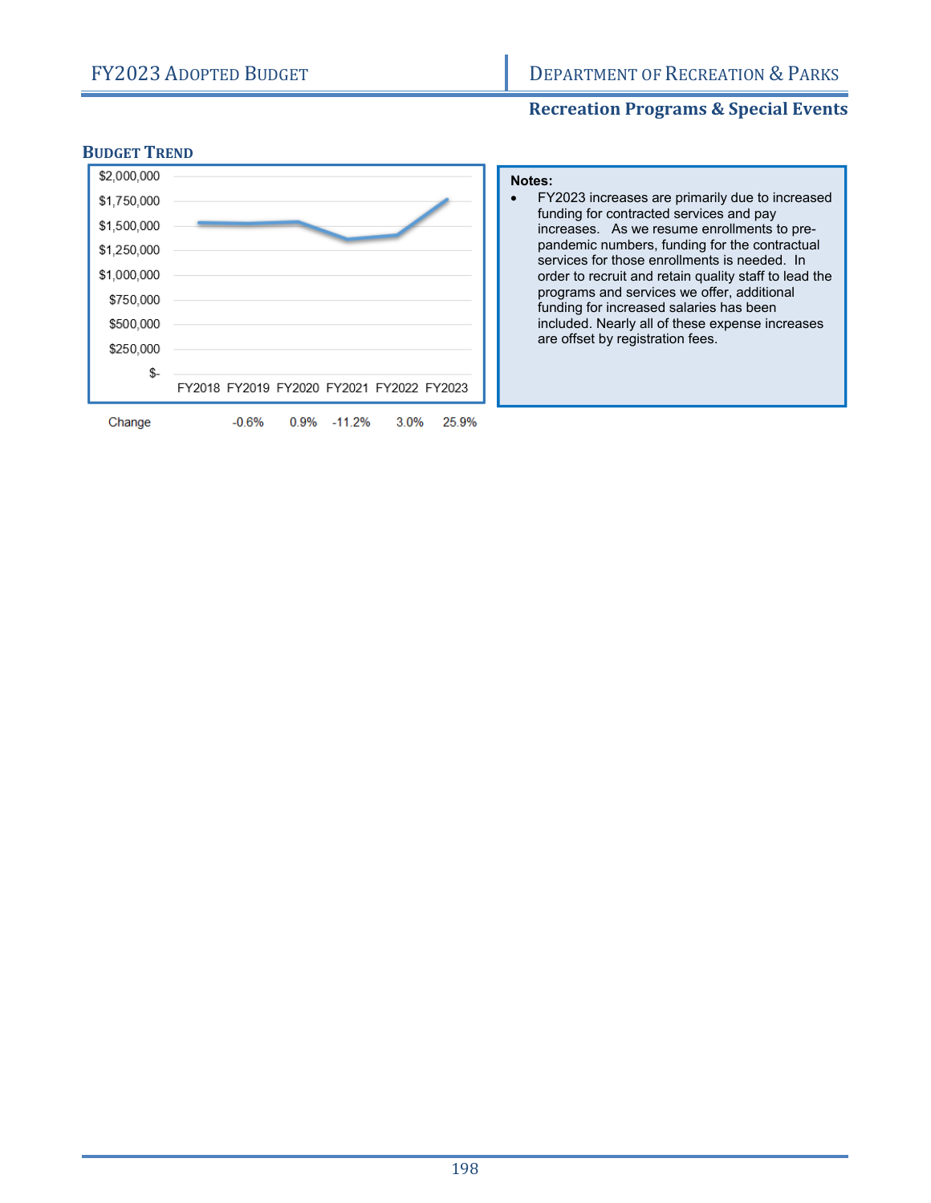## Recreation Programs & Special Events

### Budget Trend

| | FY2018 | FY2019 | FY2020 | FY2021 | FY2022 | FY2023 |
|---|---|---|---|---|---|---|
| Change | | -0.6% | 0.9% | -11.2% | 3.0% | 25.9% |

**Notes:**

- FY2023 increases are primarily due to increased funding for contracted services and pay increases. As we resume enrollments to pre-pandemic numbers, funding for the contractual services for those enrollments is needed. In order to recruit and retain quality staff to lead the programs and services we offer, additional funding for increased salaries has been included. Nearly all of these expense increases are offset by registration fees.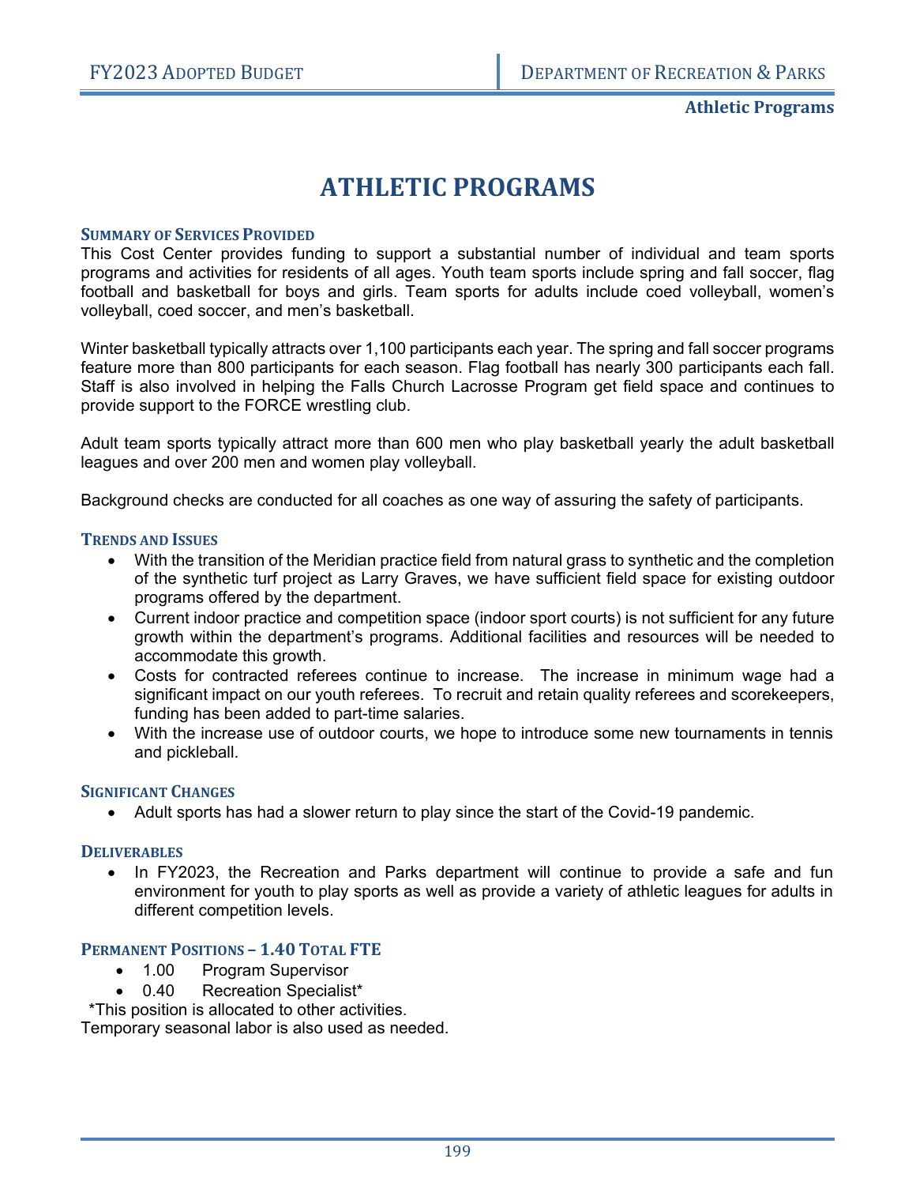# ATHLETIC PROGRAMS

## SUMMARY OF SERVICES PROVIDED

This Cost Center provides funding to support a substantial number of individual and team sports programs and activities for residents of all ages. Youth team sports include spring and fall soccer, flag football and basketball for boys and girls. Team sports for adults include coed volleyball, women's volleyball, coed soccer, and men's basketball.

Winter basketball typically attracts over 1,100 participants each year. The spring and fall soccer programs feature more than 800 participants for each season. Flag football has nearly 300 participants each fall. Staff is also involved in helping the Falls Church Lacrosse Program get field space and continues to provide support to the FORCE wrestling club.

Adult team sports typically attract more than 600 men who play basketball yearly the adult basketball leagues and over 200 men and women play volleyball.

Background checks are conducted for all coaches as one way of assuring the safety of participants.

## TRENDS AND ISSUES

- With the transition of the Meridian practice field from natural grass to synthetic and the completion of the synthetic turf project as Larry Graves, we have sufficient field space for existing outdoor programs offered by the department.
- Current indoor practice and competition space (indoor sport courts) is not sufficient for any future growth within the department's programs. Additional facilities and resources will be needed to accommodate this growth.
- Costs for contracted referees continue to increase. The increase in minimum wage had a significant impact on our youth referees. To recruit and retain quality referees and scorekeepers, funding has been added to part-time salaries.
- With the increase use of outdoor courts, we hope to introduce some new tournaments in tennis and pickleball.

## SIGNIFICANT CHANGES

- Adult sports has had a slower return to play since the start of the Covid-19 pandemic.

## DELIVERABLES

- In FY2023, the Recreation and Parks department will continue to provide a safe and fun environment for youth to play sports as well as provide a variety of athletic leagues for adults in different competition levels.

## PERMANENT POSITIONS – 1.40 TOTAL FTE

- 1.00 Program Supervisor
- 0.40 Recreation Specialist*

*This position is allocated to other activities.

Temporary seasonal labor is also used as needed.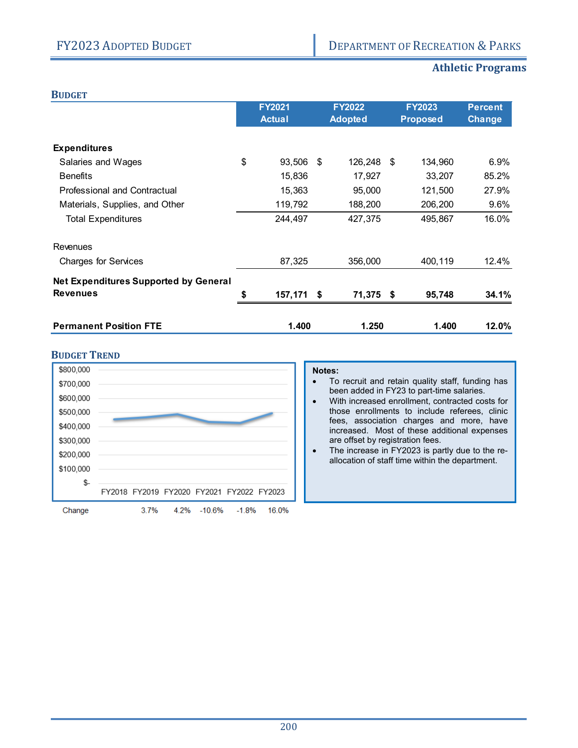## Athletic Programs

### Budget

| | FY2021 Actual | FY2022 Adopted | FY2023 Proposed | Percent Change |
|---|---|---|---|---|
| **Expenditures** | | | | |
| Salaries and Wages | $ 93,506 | $ 126,248 | $ 134,960 | 6.9% |
| Benefits | 15,836 | 17,927 | 33,207 | 85.2% |
| Professional and Contractual | 15,363 | 95,000 | 121,500 | 27.9% |
| Materials, Supplies, and Other | 119,792 | 188,200 | 206,200 | 9.6% |
| Total Expenditures | 244,497 | 427,375 | 495,867 | 16.0% |
| Revenues | | | | |
| Charges for Services | 87,325 | 356,000 | 400,119 | 12.4% |
| **Net Expenditures Supported by General Revenues** | **$ 157,171** | **$ 71,375** | **$ 95,748** | **34.1%** |
| **Permanent Position FTE** | **1.400** | **1.250** | **1.400** | **12.0%** |

### Budget Trend

| | FY2018 | FY2019 | FY2020 | FY2021 | FY2022 | FY2023 |
|---|---|---|---|---|---|---|
| Change | | 3.7% | 4.2% | -10.6% | -1.8% | 16.0% |

**Notes:**

- To recruit and retain quality staff, funding has been added in FY23 to part-time salaries.
- With increased enrollment, contracted costs for those enrollments to include referees, clinic fees, association charges and more, have increased. Most of these additional expenses are offset by registration fees.
- The increase in FY2023 is partly due to the re-allocation of staff time within the department.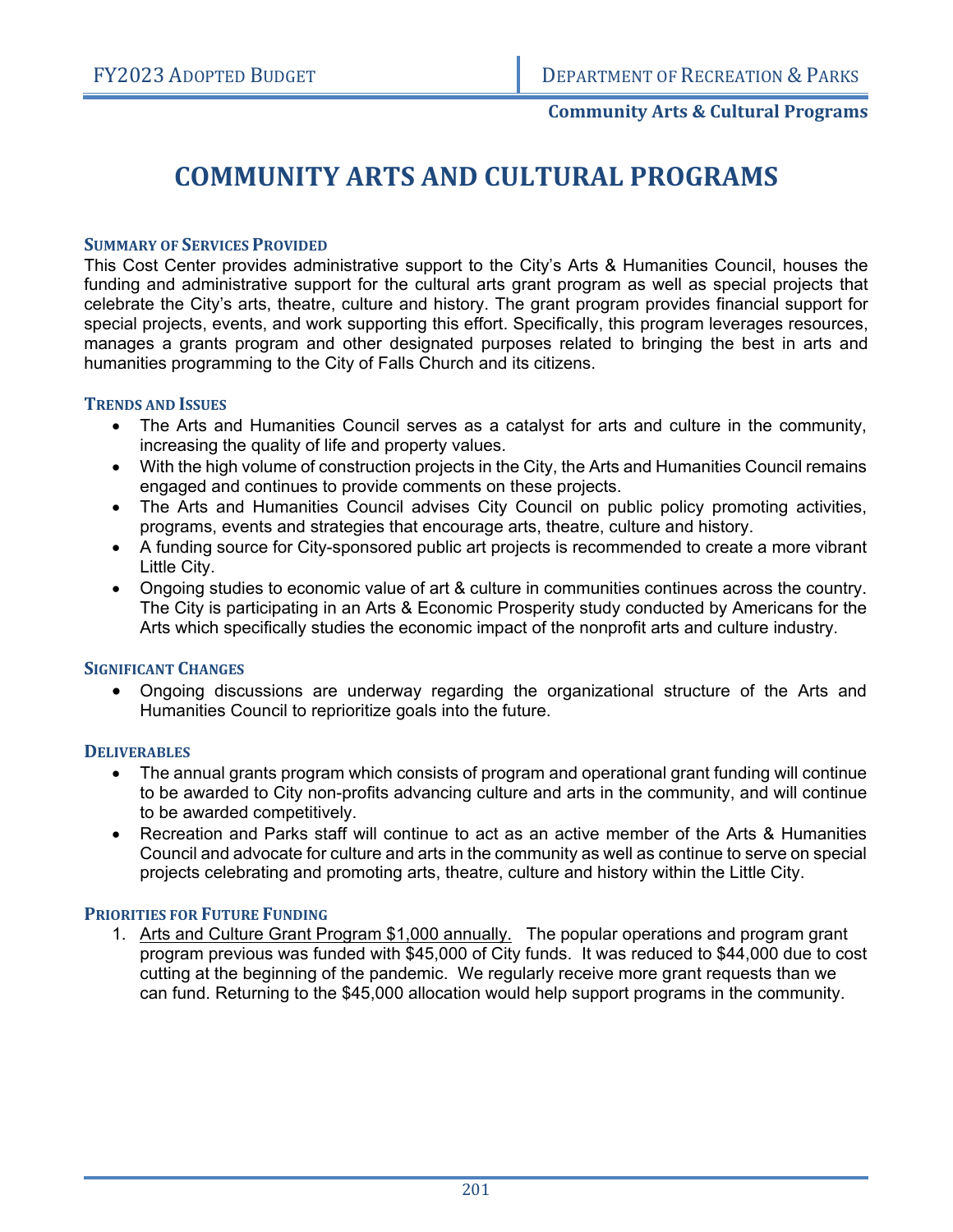# COMMUNITY ARTS AND CULTURAL PROGRAMS

### Summary of Services Provided

This Cost Center provides administrative support to the City's Arts & Humanities Council, houses the funding and administrative support for the cultural arts grant program as well as special projects that celebrate the City's arts, theatre, culture and history. The grant program provides financial support for special projects, events, and work supporting this effort. Specifically, this program leverages resources, manages a grants program and other designated purposes related to bringing the best in arts and humanities programming to the City of Falls Church and its citizens.

### Trends and Issues

- The Arts and Humanities Council serves as a catalyst for arts and culture in the community, increasing the quality of life and property values.
- With the high volume of construction projects in the City, the Arts and Humanities Council remains engaged and continues to provide comments on these projects.
- The Arts and Humanities Council advises City Council on public policy promoting activities, programs, events and strategies that encourage arts, theatre, culture and history.
- A funding source for City-sponsored public art projects is recommended to create a more vibrant Little City.
- Ongoing studies to economic value of art & culture in communities continues across the country. The City is participating in an Arts & Economic Prosperity study conducted by Americans for the Arts which specifically studies the economic impact of the nonprofit arts and culture industry.

### Significant Changes

- Ongoing discussions are underway regarding the organizational structure of the Arts and Humanities Council to reprioritize goals into the future.

### Deliverables

- The annual grants program which consists of program and operational grant funding will continue to be awarded to City non-profits advancing culture and arts in the community, and will continue to be awarded competitively.
- Recreation and Parks staff will continue to act as an active member of the Arts & Humanities Council and advocate for culture and arts in the community as well as continue to serve on special projects celebrating and promoting arts, theatre, culture and history within the Little City.

### Priorities for Future Funding

1. Arts and Culture Grant Program $1,000 annually. The popular operations and program grant program previous was funded with $45,000 of City funds. It was reduced to $44,000 due to cost cutting at the beginning of the pandemic. We regularly receive more grant requests than we can fund. Returning to the $45,000 allocation would help support programs in the community.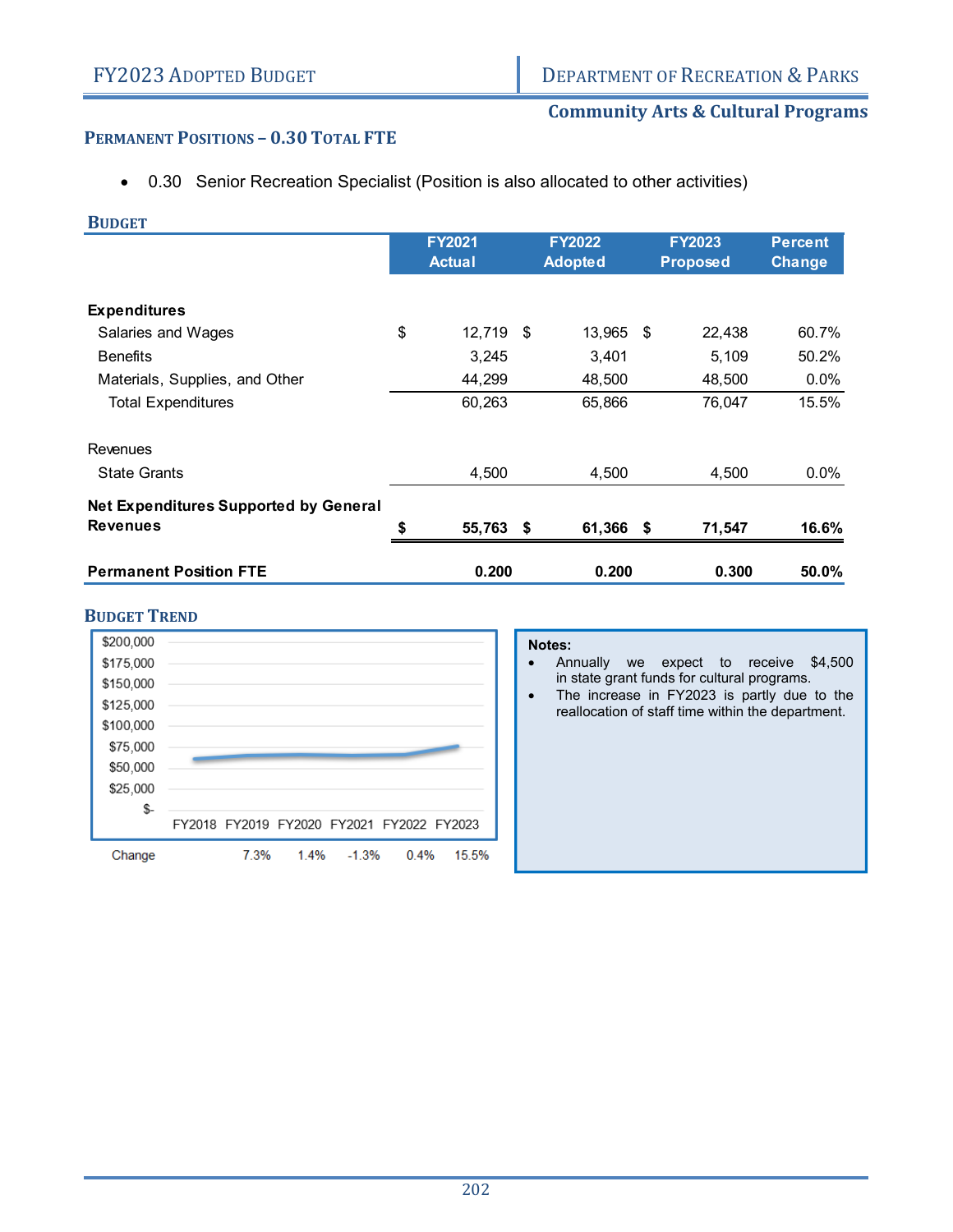## Community Arts & Cultural Programs

### Permanent Positions – 0.30 Total FTE

- 0.30 Senior Recreation Specialist (Position is also allocated to other activities)

### Budget

| | FY2021 Actual | FY2022 Adopted | FY2023 Proposed | Percent Change |
|---|---|---|---|---|
| **Expenditures** | | | | |
| Salaries and Wages | $ 12,719 | $ 13,965 | $ 22,438 | 60.7% |
| Benefits | 3,245 | 3,401 | 5,109 | 50.2% |
| Materials, Supplies, and Other | 44,299 | 48,500 | 48,500 | 0.0% |
| Total Expenditures | 60,263 | 65,866 | 76,047 | 15.5% |
| Revenues | | | | |
| State Grants | 4,500 | 4,500 | 4,500 | 0.0% |
| **Net Expenditures Supported by General Revenues** | **$ 55,763** | **$ 61,366** | **$ 71,547** | **16.6%** |
| **Permanent Position FTE** | **0.200** | **0.200** | **0.300** | **50.0%** |

### Budget Trend

| | FY2018 | FY2019 | FY2020 | FY2021 | FY2022 | FY2023 |
|---|---|---|---|---|---|---|
| Change | | 7.3% | 1.4% | -1.3% | 0.4% | 15.5% |

**Notes:**

- Annually we expect to receive $4,500 in state grant funds for cultural programs.
- The increase in FY2023 is partly due to the reallocation of staff time within the department.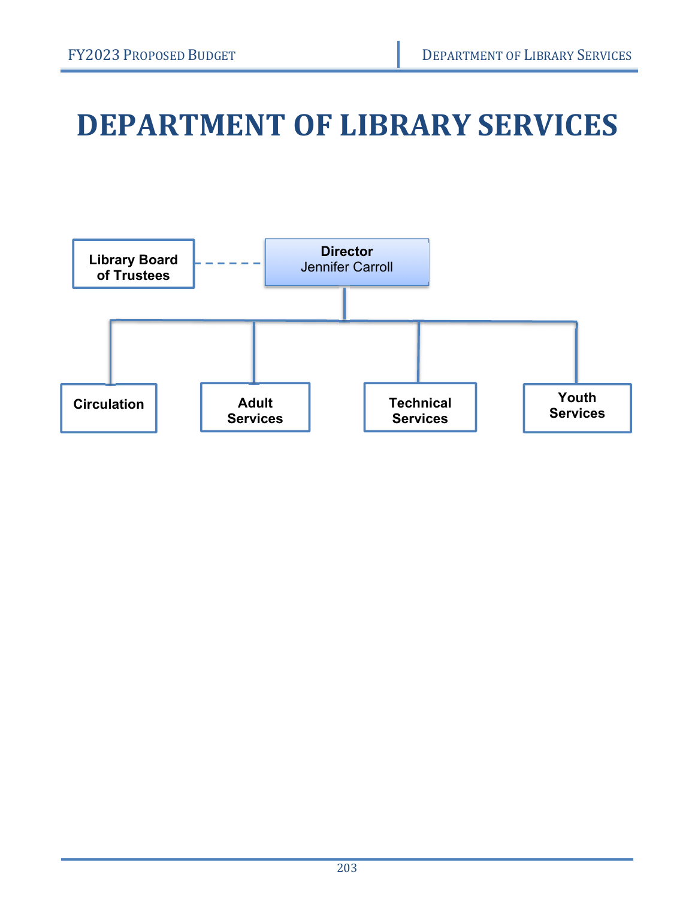# DEPARTMENT OF LIBRARY SERVICES

- **Library Board of Trustees** (dashed line to Director)
- **Director**
  Jennifer Carroll
  - **Circulation**
  - **Adult Services**
  - **Technical Services**
  - **Youth Services**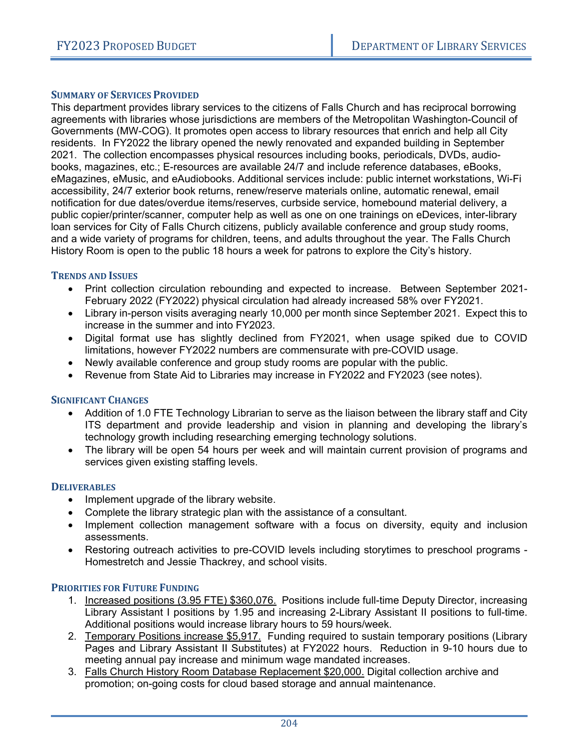## Summary of Services Provided

This department provides library services to the citizens of Falls Church and has reciprocal borrowing agreements with libraries whose jurisdictions are members of the Metropolitan Washington-Council of Governments (MW-COG). It promotes open access to library resources that enrich and help all City residents. In FY2022 the library opened the newly renovated and expanded building in September 2021. The collection encompasses physical resources including books, periodicals, DVDs, audio-books, magazines, etc.; E-resources are available 24/7 and include reference databases, eBooks, eMagazines, eMusic, and eAudiobooks. Additional services include: public internet workstations, Wi-Fi accessibility, 24/7 exterior book returns, renew/reserve materials online, automatic renewal, email notification for due dates/overdue items/reserves, curbside service, homebound material delivery, a public copier/printer/scanner, computer help as well as one on one trainings on eDevices, inter-library loan services for City of Falls Church citizens, publicly available conference and group study rooms, and a wide variety of programs for children, teens, and adults throughout the year. The Falls Church History Room is open to the public 18 hours a week for patrons to explore the City's history.

## Trends and Issues

- Print collection circulation rebounding and expected to increase. Between September 2021-February 2022 (FY2022) physical circulation had already increased 58% over FY2021.
- Library in-person visits averaging nearly 10,000 per month since September 2021. Expect this to increase in the summer and into FY2023.
- Digital format use has slightly declined from FY2021, when usage spiked due to COVID limitations, however FY2022 numbers are commensurate with pre-COVID usage.
- Newly available conference and group study rooms are popular with the public.
- Revenue from State Aid to Libraries may increase in FY2022 and FY2023 (see notes).

## Significant Changes

- Addition of 1.0 FTE Technology Librarian to serve as the liaison between the library staff and City ITS department and provide leadership and vision in planning and developing the library's technology growth including researching emerging technology solutions.
- The library will be open 54 hours per week and will maintain current provision of programs and services given existing staffing levels.

## Deliverables

- Implement upgrade of the library website.
- Complete the library strategic plan with the assistance of a consultant.
- Implement collection management software with a focus on diversity, equity and inclusion assessments.
- Restoring outreach activities to pre-COVID levels including storytimes to preschool programs - Homestretch and Jessie Thackrey, and school visits.

## Priorities for Future Funding

1. Increased positions (3.95 FTE) $360,076. Positions include full-time Deputy Director, increasing Library Assistant I positions by 1.95 and increasing 2-Library Assistant II positions to full-time. Additional positions would increase library hours to 59 hours/week.
2. Temporary Positions increase $5,917. Funding required to sustain temporary positions (Library Pages and Library Assistant II Substitutes) at FY2022 hours. Reduction in 9-10 hours due to meeting annual pay increase and minimum wage mandated increases.
3. Falls Church History Room Database Replacement $20,000. Digital collection archive and promotion; on-going costs for cloud based storage and annual maintenance.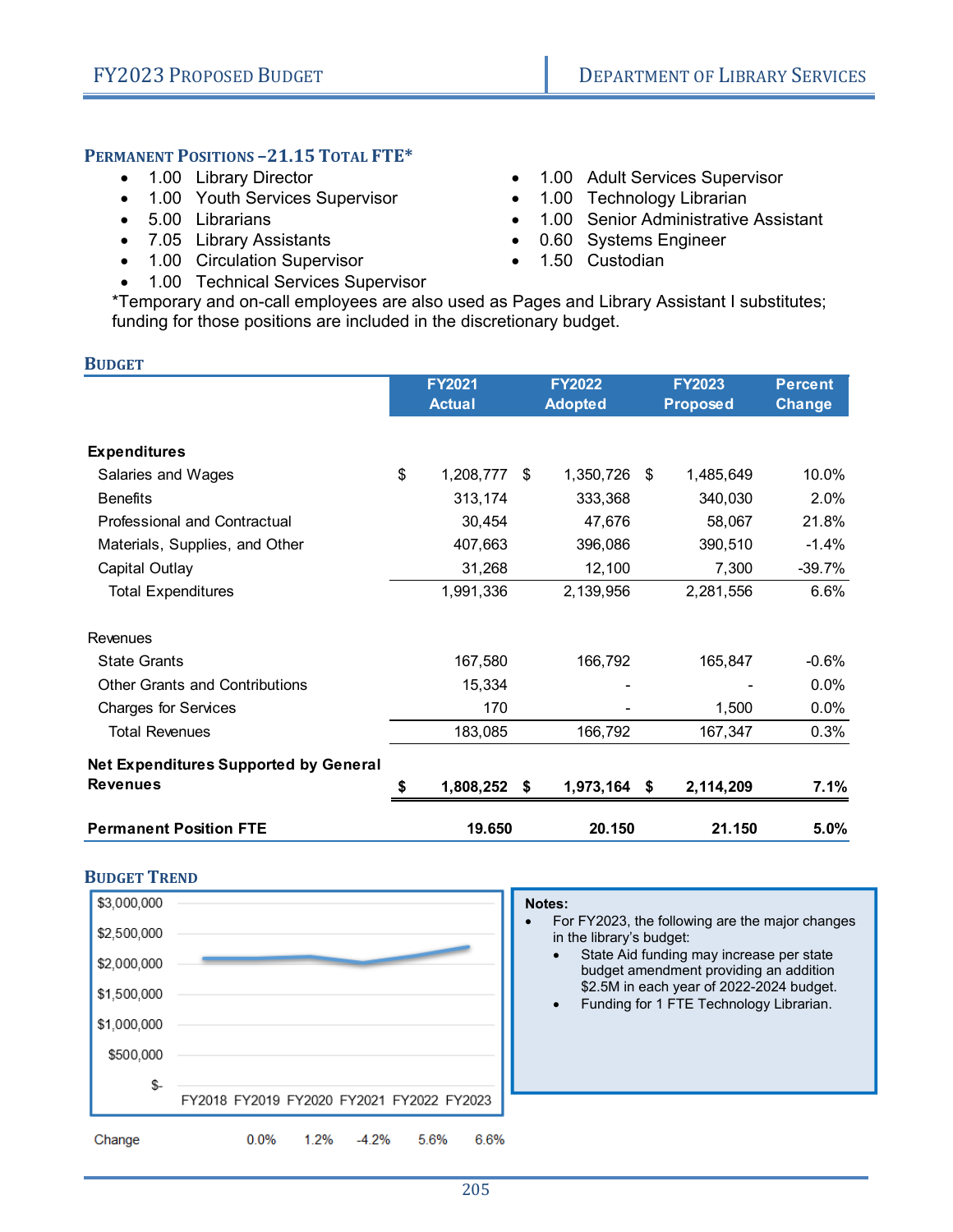## Permanent Positions –21.15 Total FTE*

- 1.00 Library Director
- 1.00 Youth Services Supervisor
- 5.00 Librarians
- 7.05 Library Assistants
- 1.00 Circulation Supervisor
- 1.00 Technical Services Supervisor
- 1.00 Adult Services Supervisor
- 1.00 Technology Librarian
- 1.00 Senior Administrative Assistant
- 0.60 Systems Engineer
- 1.50 Custodian

*Temporary and on-call employees are also used as Pages and Library Assistant I substitutes; funding for those positions are included in the discretionary budget.

## Budget

| | FY2021 Actual | FY2022 Adopted | FY2023 Proposed | Percent Change |
|---|---|---|---|---|
| **Expenditures** | | | | |
| Salaries and Wages | $ 1,208,777 | $ 1,350,726 | $ 1,485,649 | 10.0% |
| Benefits | 313,174 | 333,368 | 340,030 | 2.0% |
| Professional and Contractual | 30,454 | 47,676 | 58,067 | 21.8% |
| Materials, Supplies, and Other | 407,663 | 396,086 | 390,510 | -1.4% |
| Capital Outlay | 31,268 | 12,100 | 7,300 | -39.7% |
| Total Expenditures | 1,991,336 | 2,139,956 | 2,281,556 | 6.6% |
| Revenues | | | | |
| State Grants | 167,580 | 166,792 | 165,847 | -0.6% |
| Other Grants and Contributions | 15,334 | - | - | 0.0% |
| Charges for Services | 170 | - | 1,500 | 0.0% |
| Total Revenues | 183,085 | 166,792 | 167,347 | 0.3% |
| **Net Expenditures Supported by General Revenues** | **$ 1,808,252** | **$ 1,973,164** | **$ 2,114,209** | **7.1%** |
| **Permanent Position FTE** | **19.650** | **20.150** | **21.150** | **5.0%** |

## Budget Trend

| | FY2018 | FY2019 | FY2020 | FY2021 | FY2022 | FY2023 |
|---|---|---|---|---|---|---|
| Change | | 0.0% | 1.2% | -4.2% | 5.6% | 6.6% |

**Notes:**

- For FY2023, the following are the major changes in the library's budget:
  - State Aid funding may increase per state budget amendment providing an addition $2.5M in each year of 2022-2024 budget.
  - Funding for 1 FTE Technology Librarian.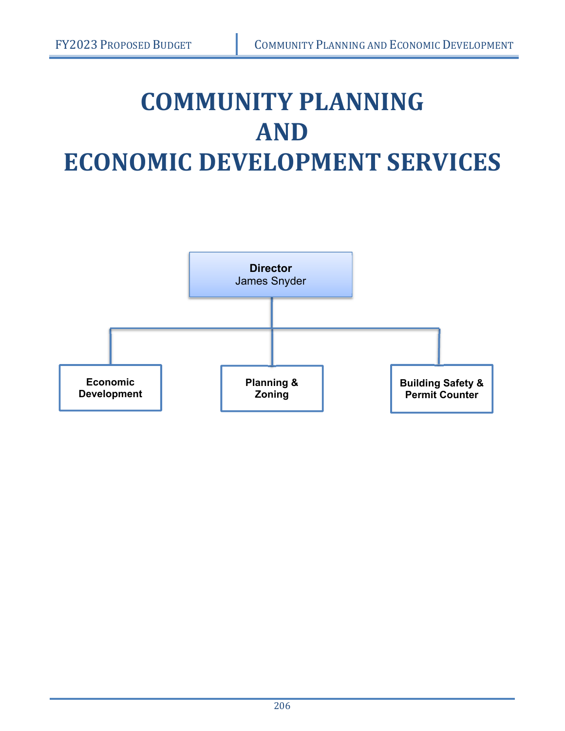# COMMUNITY PLANNING AND ECONOMIC DEVELOPMENT SERVICES

**Director**
James Snyder

- **Economic Development**
- **Planning & Zoning**
- **Building Safety & Permit Counter**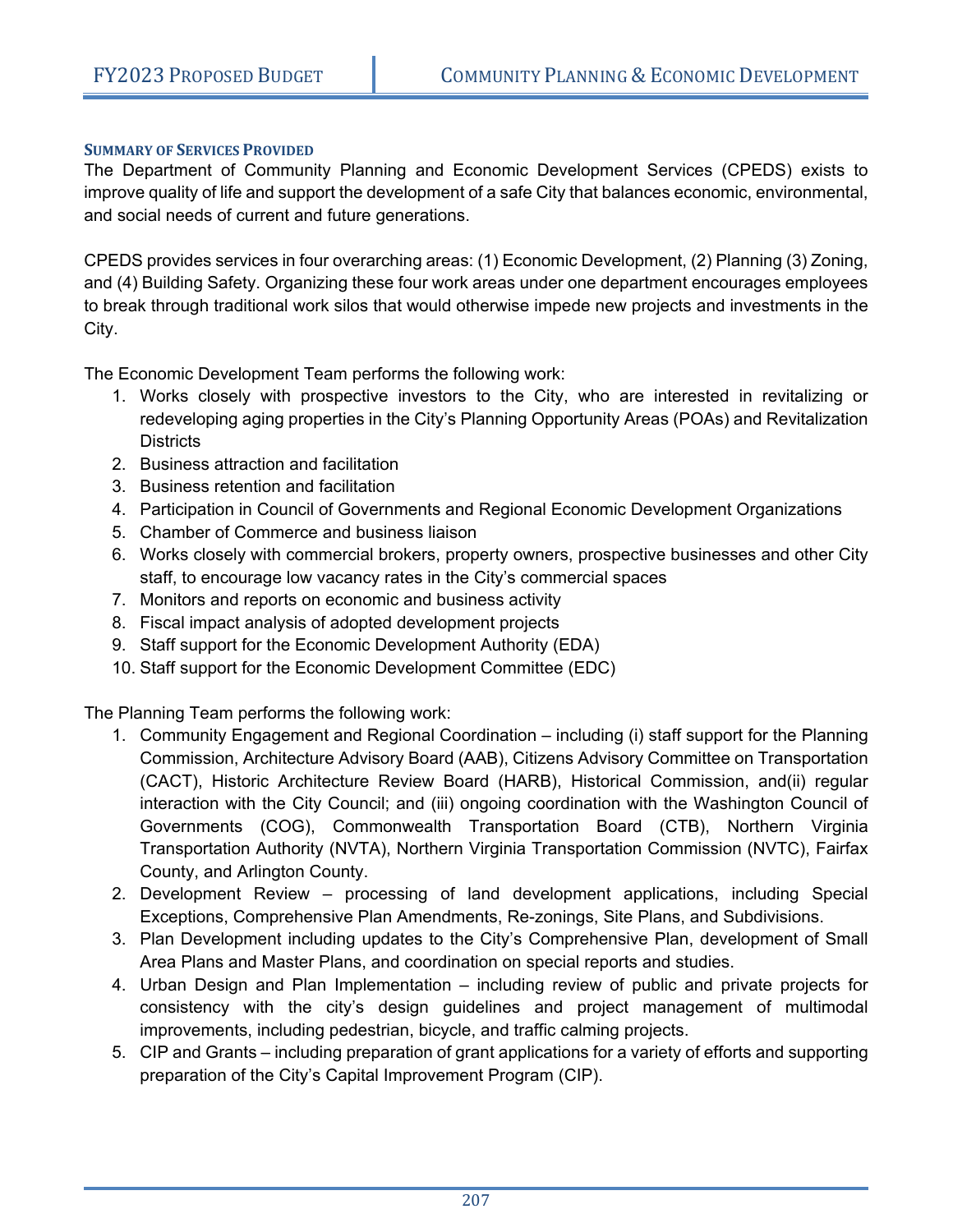### Summary of Services Provided

The Department of Community Planning and Economic Development Services (CPEDS) exists to improve quality of life and support the development of a safe City that balances economic, environmental, and social needs of current and future generations.

CPEDS provides services in four overarching areas: (1) Economic Development, (2) Planning (3) Zoning, and (4) Building Safety. Organizing these four work areas under one department encourages employees to break through traditional work silos that would otherwise impede new projects and investments in the City.

The Economic Development Team performs the following work:

1. Works closely with prospective investors to the City, who are interested in revitalizing or redeveloping aging properties in the City's Planning Opportunity Areas (POAs) and Revitalization Districts
2. Business attraction and facilitation
3. Business retention and facilitation
4. Participation in Council of Governments and Regional Economic Development Organizations
5. Chamber of Commerce and business liaison
6. Works closely with commercial brokers, property owners, prospective businesses and other City staff, to encourage low vacancy rates in the City's commercial spaces
7. Monitors and reports on economic and business activity
8. Fiscal impact analysis of adopted development projects
9. Staff support for the Economic Development Authority (EDA)
10. Staff support for the Economic Development Committee (EDC)

The Planning Team performs the following work:

1. Community Engagement and Regional Coordination – including (i) staff support for the Planning Commission, Architecture Advisory Board (AAB), Citizens Advisory Committee on Transportation (CACT), Historic Architecture Review Board (HARB), Historical Commission, and(ii) regular interaction with the City Council; and (iii) ongoing coordination with the Washington Council of Governments (COG), Commonwealth Transportation Board (CTB), Northern Virginia Transportation Authority (NVTA), Northern Virginia Transportation Commission (NVTC), Fairfax County, and Arlington County.
2. Development Review – processing of land development applications, including Special Exceptions, Comprehensive Plan Amendments, Re-zonings, Site Plans, and Subdivisions.
3. Plan Development including updates to the City's Comprehensive Plan, development of Small Area Plans and Master Plans, and coordination on special reports and studies.
4. Urban Design and Plan Implementation – including review of public and private projects for consistency with the city's design guidelines and project management of multimodal improvements, including pedestrian, bicycle, and traffic calming projects.
5. CIP and Grants – including preparation of grant applications for a variety of efforts and supporting preparation of the City's Capital Improvement Program (CIP).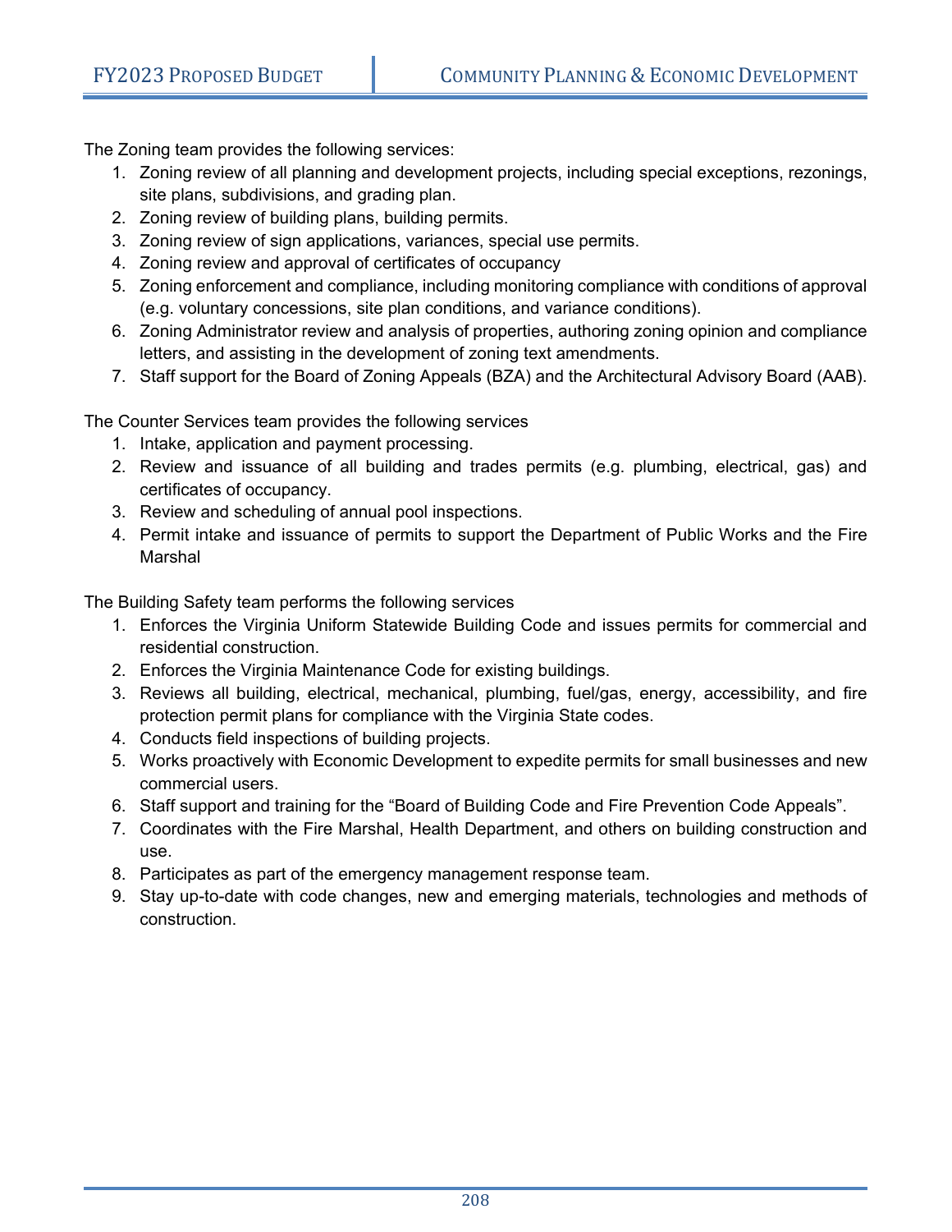The Zoning team provides the following services:

1. Zoning review of all planning and development projects, including special exceptions, rezonings, site plans, subdivisions, and grading plan.
2. Zoning review of building plans, building permits.
3. Zoning review of sign applications, variances, special use permits.
4. Zoning review and approval of certificates of occupancy
5. Zoning enforcement and compliance, including monitoring compliance with conditions of approval (e.g. voluntary concessions, site plan conditions, and variance conditions).
6. Zoning Administrator review and analysis of properties, authoring zoning opinion and compliance letters, and assisting in the development of zoning text amendments.
7. Staff support for the Board of Zoning Appeals (BZA) and the Architectural Advisory Board (AAB).

The Counter Services team provides the following services

1. Intake, application and payment processing.
2. Review and issuance of all building and trades permits (e.g. plumbing, electrical, gas) and certificates of occupancy.
3. Review and scheduling of annual pool inspections.
4. Permit intake and issuance of permits to support the Department of Public Works and the Fire Marshal

The Building Safety team performs the following services

1. Enforces the Virginia Uniform Statewide Building Code and issues permits for commercial and residential construction.
2. Enforces the Virginia Maintenance Code for existing buildings.
3. Reviews all building, electrical, mechanical, plumbing, fuel/gas, energy, accessibility, and fire protection permit plans for compliance with the Virginia State codes.
4. Conducts field inspections of building projects.
5. Works proactively with Economic Development to expedite permits for small businesses and new commercial users.
6. Staff support and training for the "Board of Building Code and Fire Prevention Code Appeals".
7. Coordinates with the Fire Marshal, Health Department, and others on building construction and use.
8. Participates as part of the emergency management response team.
9. Stay up-to-date with code changes, new and emerging materials, technologies and methods of construction.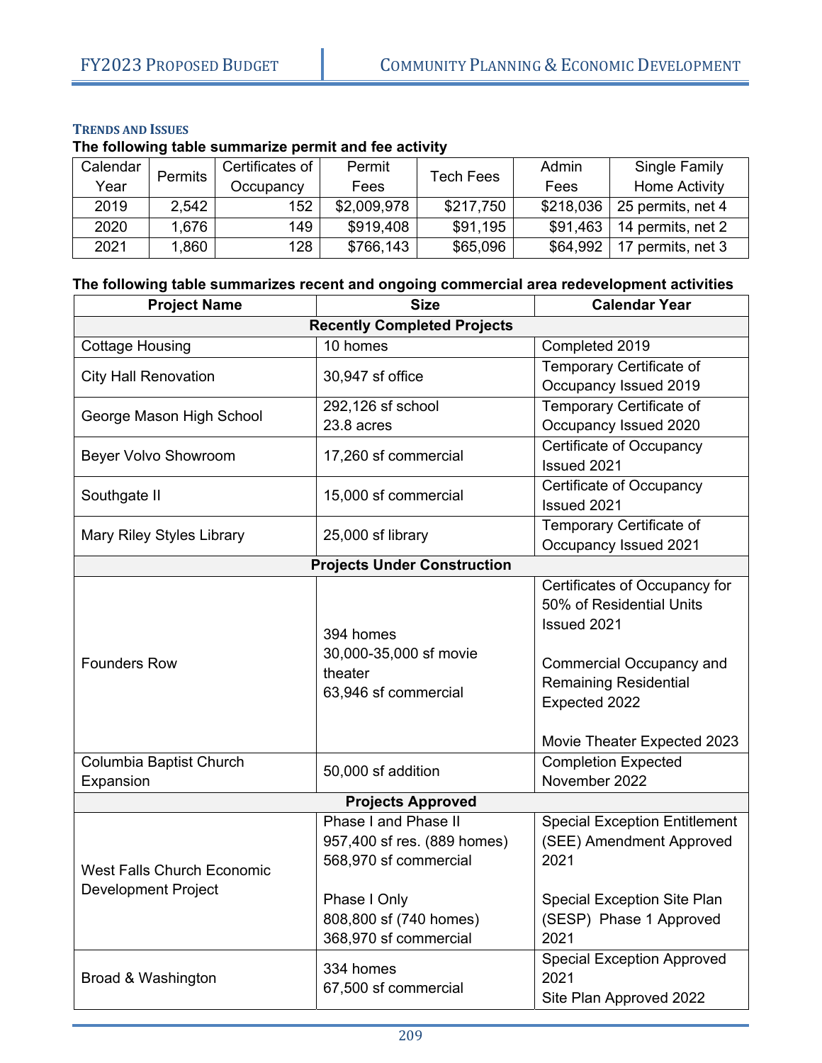### Trends and Issues

**The following table summarize permit and fee activity**

| Calendar Year | Permits | Certificates of Occupancy | Permit Fees | Tech Fees | Admin Fees | Single Family Home Activity |
|---|---|---|---|---|---|---|
| 2019 | 2,542 | 152 | $2,009,978 | $217,750 | $218,036 | 25 permits, net 4 |
| 2020 | 1,676 | 149 | $919,408 | $91,195 | $91,463 | 14 permits, net 2 |
| 2021 | 1,860 | 128 | $766,143 | $65,096 | $64,992 | 17 permits, net 3 |

**The following table summarizes recent and ongoing commercial area redevelopment activities**

| Project Name | Size | Calendar Year |
|---|---|---|
| **Recently Completed Projects** | | |
| Cottage Housing | 10 homes | Completed 2019 |
| City Hall Renovation | 30,947 sf office | Temporary Certificate of Occupancy Issued 2019 |
| George Mason High School | 292,126 sf school<br>23.8 acres | Temporary Certificate of Occupancy Issued 2020 |
| Beyer Volvo Showroom | 17,260 sf commercial | Certificate of Occupancy Issued 2021 |
| Southgate II | 15,000 sf commercial | Certificate of Occupancy Issued 2021 |
| Mary Riley Styles Library | 25,000 sf library | Temporary Certificate of Occupancy Issued 2021 |
| **Projects Under Construction** | | |
| Founders Row | 394 homes<br>30,000-35,000 sf movie theater<br>63,946 sf commercial | Certificates of Occupancy for 50% of Residential Units Issued 2021<br><br>Commercial Occupancy and Remaining Residential Expected 2022<br><br>Movie Theater Expected 2023 |
| Columbia Baptist Church Expansion | 50,000 sf addition | Completion Expected November 2022 |
| **Projects Approved** | | |
| West Falls Church Economic Development Project | Phase I and Phase II<br>957,400 sf res. (889 homes)<br>568,970 sf commercial<br><br>Phase I Only<br>808,800 sf (740 homes)<br>368,970 sf commercial | Special Exception Entitlement (SEE) Amendment Approved 2021<br><br>Special Exception Site Plan (SESP) Phase 1 Approved 2021 |
| Broad & Washington | 334 homes<br>67,500 sf commercial | Special Exception Approved 2021<br>Site Plan Approved 2022 |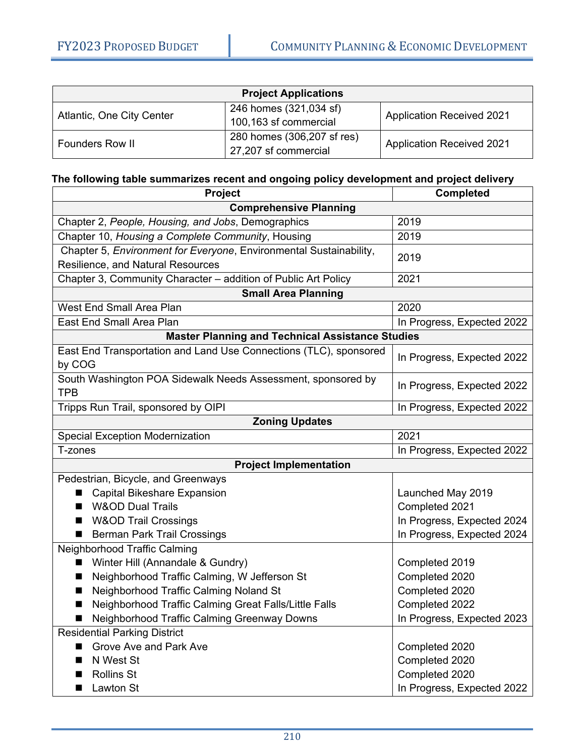| Project Applications | | |
|---|---|---|
| Atlantic, One City Center | 246 homes (321,034 sf)<br>100,163 sf commercial | Application Received 2021 |
| Founders Row II | 280 homes (306,207 sf res)<br>27,207 sf commercial | Application Received 2021 |

**The following table summarizes recent and ongoing policy development and project delivery**

| Project | Completed |
|---|---|
| **Comprehensive Planning** | |
| Chapter 2, *People, Housing, and Jobs*, Demographics | 2019 |
| Chapter 10, *Housing a Complete Community*, Housing | 2019 |
| Chapter 5, *Environment for Everyone*, Environmental Sustainability, Resilience, and Natural Resources | 2019 |
| Chapter 3, Community Character – addition of Public Art Policy | 2021 |
| **Small Area Planning** | |
| West End Small Area Plan | 2020 |
| East End Small Area Plan | In Progress, Expected 2022 |
| **Master Planning and Technical Assistance Studies** | |
| East End Transportation and Land Use Connections (TLC), sponsored by COG | In Progress, Expected 2022 |
| South Washington POA Sidewalk Needs Assessment, sponsored by TPB | In Progress, Expected 2022 |
| Tripps Run Trail, sponsored by OIPI | In Progress, Expected 2022 |
| **Zoning Updates** | |
| Special Exception Modernization | 2021 |
| T-zones | In Progress, Expected 2022 |
| **Project Implementation** | |
| Pedestrian, Bicycle, and Greenways<br>■ Capital Bikeshare Expansion<br>■ W&OD Dual Trails<br>■ W&OD Trail Crossings<br>■ Berman Park Trail Crossings | <br>Launched May 2019<br>Completed 2021<br>In Progress, Expected 2024<br>In Progress, Expected 2024 |
| Neighborhood Traffic Calming<br>■ Winter Hill (Annandale & Gundry)<br>■ Neighborhood Traffic Calming, W Jefferson St<br>■ Neighborhood Traffic Calming Noland St<br>■ Neighborhood Traffic Calming Great Falls/Little Falls<br>■ Neighborhood Traffic Calming Greenway Downs | <br>Completed 2019<br>Completed 2020<br>Completed 2020<br>Completed 2022<br>In Progress, Expected 2023 |
| Residential Parking District<br>■ Grove Ave and Park Ave<br>■ N West St<br>■ Rollins St<br>■ Lawton St | <br>Completed 2020<br>Completed 2020<br>Completed 2020<br>In Progress, Expected 2022 |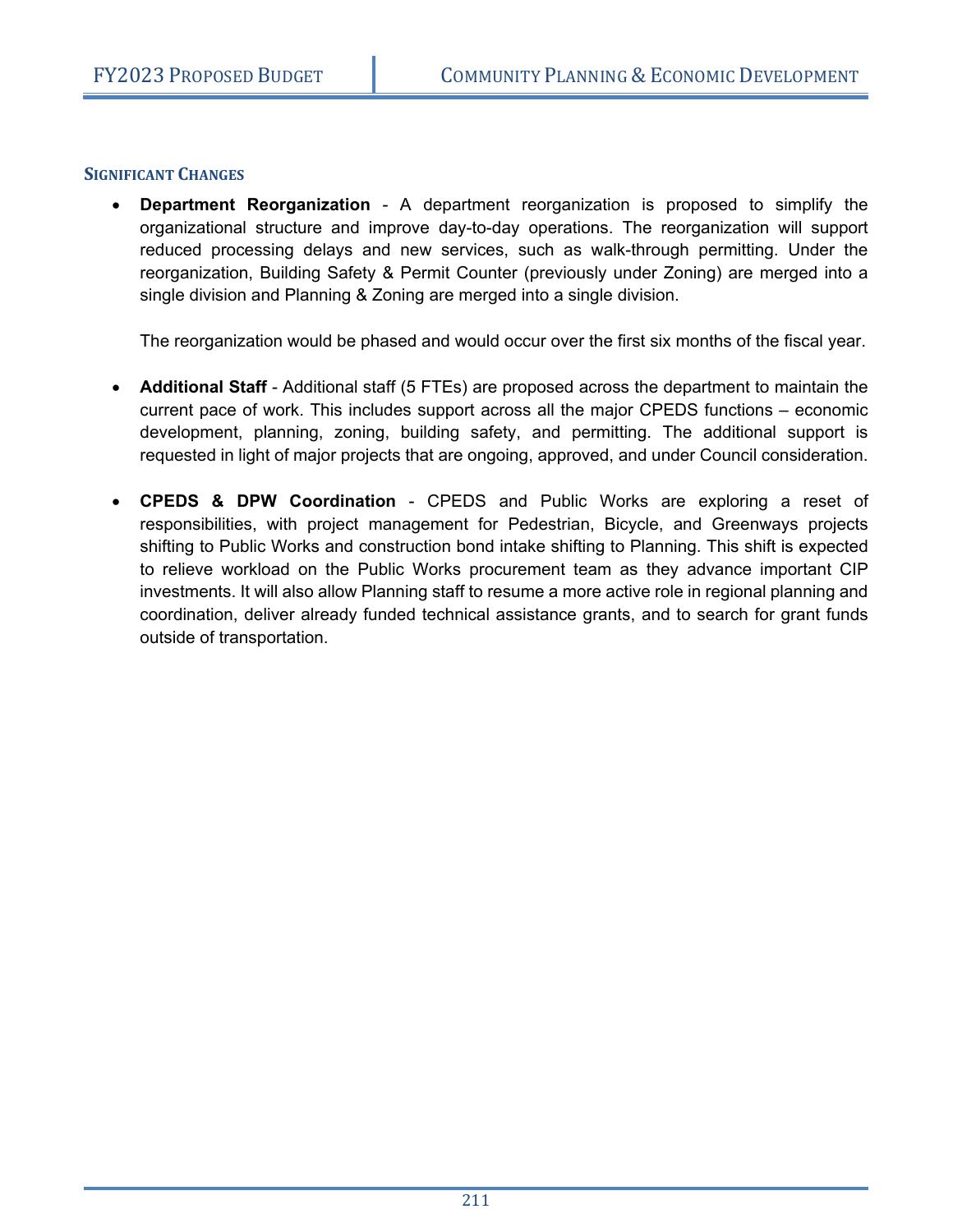### Significant Changes

- **Department Reorganization** - A department reorganization is proposed to simplify the organizational structure and improve day-to-day operations. The reorganization will support reduced processing delays and new services, such as walk-through permitting. Under the reorganization, Building Safety & Permit Counter (previously under Zoning) are merged into a single division and Planning & Zoning are merged into a single division.

  The reorganization would be phased and would occur over the first six months of the fiscal year.

- **Additional Staff** - Additional staff (5 FTEs) are proposed across the department to maintain the current pace of work. This includes support across all the major CPEDS functions – economic development, planning, zoning, building safety, and permitting. The additional support is requested in light of major projects that are ongoing, approved, and under Council consideration.

- **CPEDS & DPW Coordination** - CPEDS and Public Works are exploring a reset of responsibilities, with project management for Pedestrian, Bicycle, and Greenways projects shifting to Public Works and construction bond intake shifting to Planning. This shift is expected to relieve workload on the Public Works procurement team as they advance important CIP investments. It will also allow Planning staff to resume a more active role in regional planning and coordination, deliver already funded technical assistance grants, and to search for grant funds outside of transportation.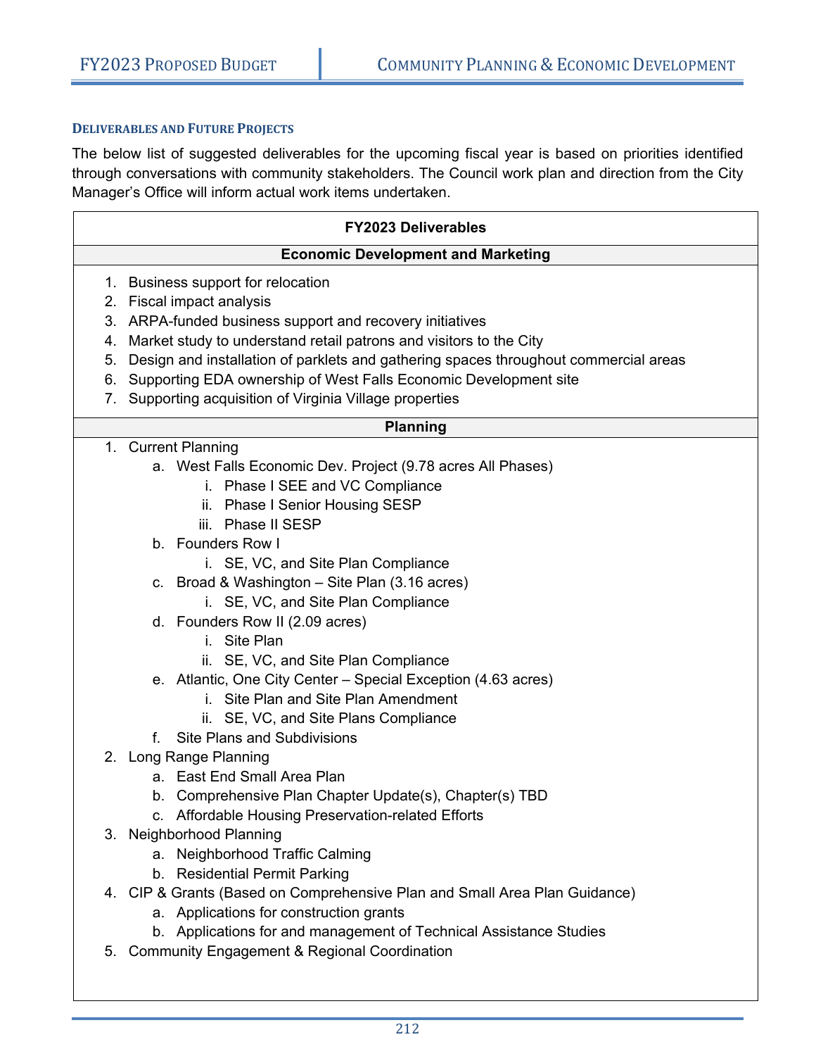### DELIVERABLES AND FUTURE PROJECTS

The below list of suggested deliverables for the upcoming fiscal year is based on priorities identified through conversations with community stakeholders. The Council work plan and direction from the City Manager's Office will inform actual work items undertaken.

**FY2023 Deliverables**

**Economic Development and Marketing**

1. Business support for relocation
2. Fiscal impact analysis
3. ARPA-funded business support and recovery initiatives
4. Market study to understand retail patrons and visitors to the City
5. Design and installation of parklets and gathering spaces throughout commercial areas
6. Supporting EDA ownership of West Falls Economic Development site
7. Supporting acquisition of Virginia Village properties

**Planning**

1. Current Planning
    a. West Falls Economic Dev. Project (9.78 acres All Phases)
        i. Phase I SEE and VC Compliance
        ii. Phase I Senior Housing SESP
        iii. Phase II SESP
    b. Founders Row I
        i. SE, VC, and Site Plan Compliance
    c. Broad & Washington – Site Plan (3.16 acres)
        i. SE, VC, and Site Plan Compliance
    d. Founders Row II (2.09 acres)
        i. Site Plan
        ii. SE, VC, and Site Plan Compliance
    e. Atlantic, One City Center – Special Exception (4.63 acres)
        i. Site Plan and Site Plan Amendment
        ii. SE, VC, and Site Plans Compliance
    f. Site Plans and Subdivisions
2. Long Range Planning
    a. East End Small Area Plan
    b. Comprehensive Plan Chapter Update(s), Chapter(s) TBD
    c. Affordable Housing Preservation-related Efforts
3. Neighborhood Planning
    a. Neighborhood Traffic Calming
    b. Residential Permit Parking
4. CIP & Grants (Based on Comprehensive Plan and Small Area Plan Guidance)
    a. Applications for construction grants
    b. Applications for and management of Technical Assistance Studies
5. Community Engagement & Regional Coordination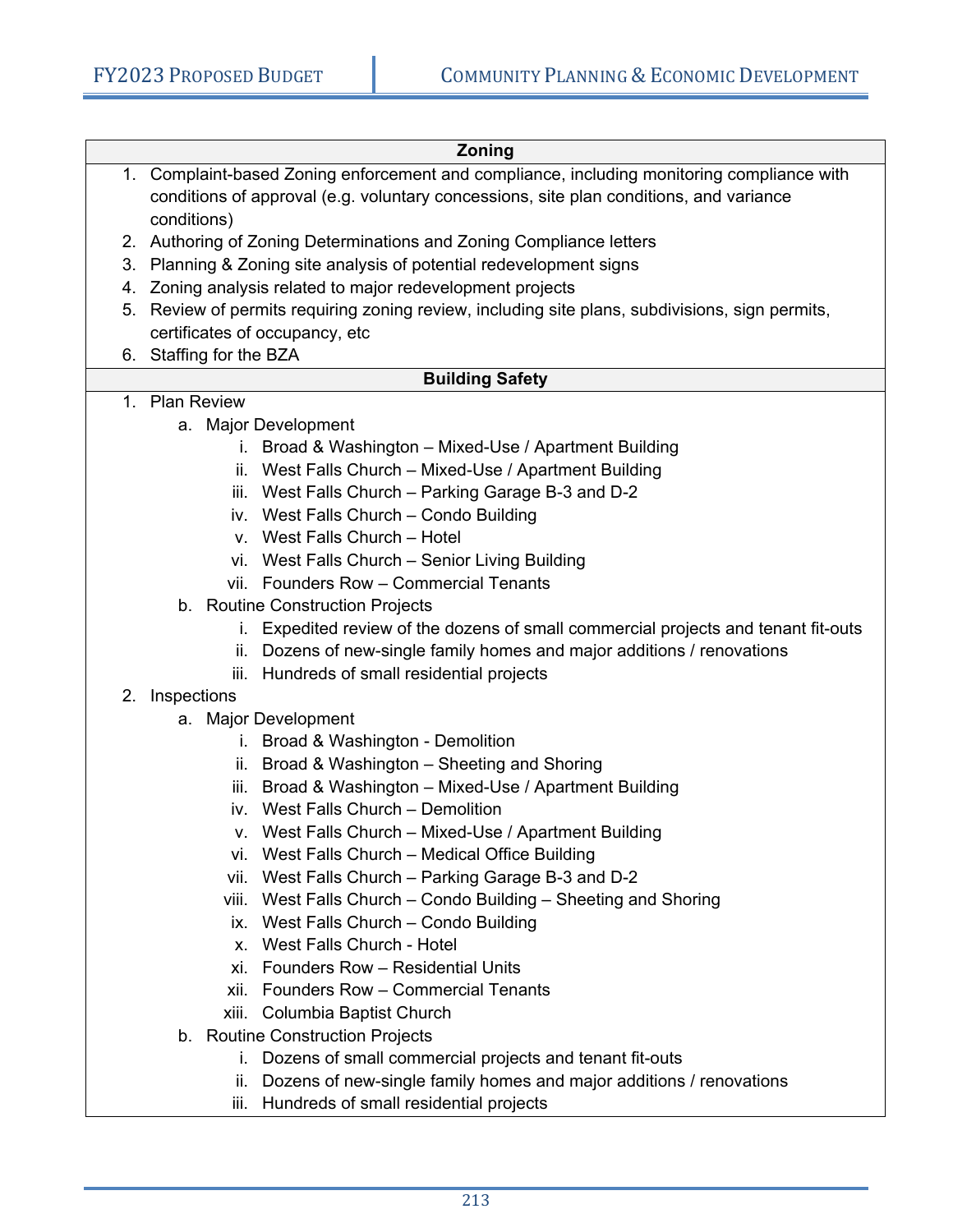### Zoning

1. Complaint-based Zoning enforcement and compliance, including monitoring compliance with conditions of approval (e.g. voluntary concessions, site plan conditions, and variance conditions)
2. Authoring of Zoning Determinations and Zoning Compliance letters
3. Planning & Zoning site analysis of potential redevelopment signs
4. Zoning analysis related to major redevelopment projects
5. Review of permits requiring zoning review, including site plans, subdivisions, sign permits, certificates of occupancy, etc
6. Staffing for the BZA

### Building Safety

1. Plan Review
    a. Major Development
        i. Broad & Washington – Mixed-Use / Apartment Building
        ii. West Falls Church – Mixed-Use / Apartment Building
        iii. West Falls Church – Parking Garage B-3 and D-2
        iv. West Falls Church – Condo Building
        v. West Falls Church – Hotel
        vi. West Falls Church – Senior Living Building
        vii. Founders Row – Commercial Tenants
    b. Routine Construction Projects
        i. Expedited review of the dozens of small commercial projects and tenant fit-outs
        ii. Dozens of new-single family homes and major additions / renovations
        iii. Hundreds of small residential projects
2. Inspections
    a. Major Development
        i. Broad & Washington - Demolition
        ii. Broad & Washington – Sheeting and Shoring
        iii. Broad & Washington – Mixed-Use / Apartment Building
        iv. West Falls Church – Demolition
        v. West Falls Church – Mixed-Use / Apartment Building
        vi. West Falls Church – Medical Office Building
        vii. West Falls Church – Parking Garage B-3 and D-2
        viii. West Falls Church – Condo Building – Sheeting and Shoring
        ix. West Falls Church – Condo Building
        x. West Falls Church - Hotel
        xi. Founders Row – Residential Units
        xii. Founders Row – Commercial Tenants
        xiii. Columbia Baptist Church
    b. Routine Construction Projects
        i. Dozens of small commercial projects and tenant fit-outs
        ii. Dozens of new-single family homes and major additions / renovations
        iii. Hundreds of small residential projects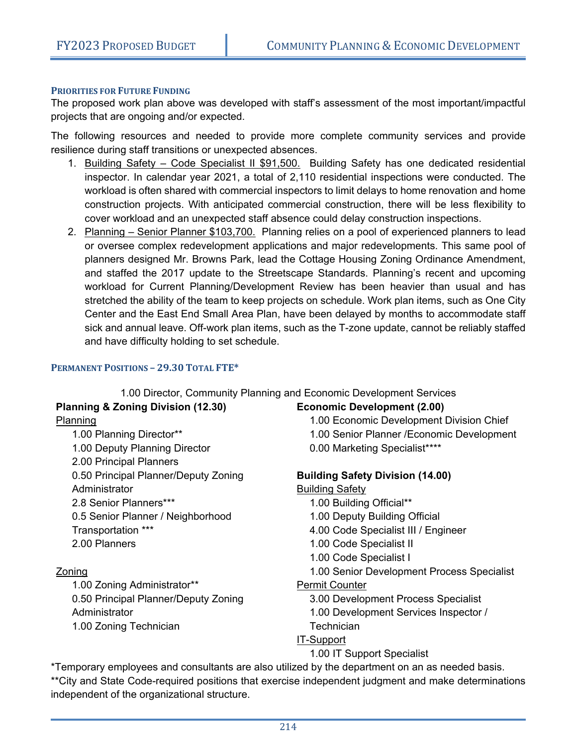### Priorities for Future Funding

The proposed work plan above was developed with staff's assessment of the most important/impactful projects that are ongoing and/or expected.

The following resources and needed to provide more complete community services and provide resilience during staff transitions or unexpected absences.

1. Building Safety – Code Specialist II $91,500. Building Safety has one dedicated residential inspector. In calendar year 2021, a total of 2,110 residential inspections were conducted. The workload is often shared with commercial inspectors to limit delays to home renovation and home construction projects. With anticipated commercial construction, there will be less flexibility to cover workload and an unexpected staff absence could delay construction inspections.
2. Planning – Senior Planner $103,700. Planning relies on a pool of experienced planners to lead or oversee complex redevelopment applications and major redevelopments. This same pool of planners designed Mr. Browns Park, lead the Cottage Housing Zoning Ordinance Amendment, and staffed the 2017 update to the Streetscape Standards. Planning's recent and upcoming workload for Current Planning/Development Review has been heavier than usual and has stretched the ability of the team to keep projects on schedule. Work plan items, such as One City Center and the East End Small Area Plan, have been delayed by months to accommodate staff sick and annual leave. Off-work plan items, such as the T-zone update, cannot be reliably staffed and have difficulty holding to set schedule.

### Permanent Positions – 29.30 Total FTE*

1.00 Director, Community Planning and Economic Development Services

**Planning & Zoning Division (12.30)**

Planning

- 1.00 Planning Director**
- 1.00 Deputy Planning Director
- 2.00 Principal Planners
- 0.50 Principal Planner/Deputy Zoning Administrator
- 2.8 Senior Planners***
- 0.5 Senior Planner / Neighborhood Transportation ***
- 2.00 Planners

Zoning

- 1.00 Zoning Administrator**
- 0.50 Principal Planner/Deputy Zoning Administrator
- 1.00 Zoning Technician

**Economic Development (2.00)**

- 1.00 Economic Development Division Chief
- 1.00 Senior Planner /Economic Development
- 0.00 Marketing Specialist****

**Building Safety Division (14.00)**

Building Safety

- 1.00 Building Official**
- 1.00 Deputy Building Official
- 4.00 Code Specialist III / Engineer
- 1.00 Code Specialist II
- 1.00 Code Specialist I
- 1.00 Senior Development Process Specialist

Permit Counter

- 3.00 Development Process Specialist
- 1.00 Development Services Inspector / Technician

IT-Support

- 1.00 IT Support Specialist

*Temporary employees and consultants are also utilized by the department on an as needed basis.

**City and State Code-required positions that exercise independent judgment and make determinations independent of the organizational structure.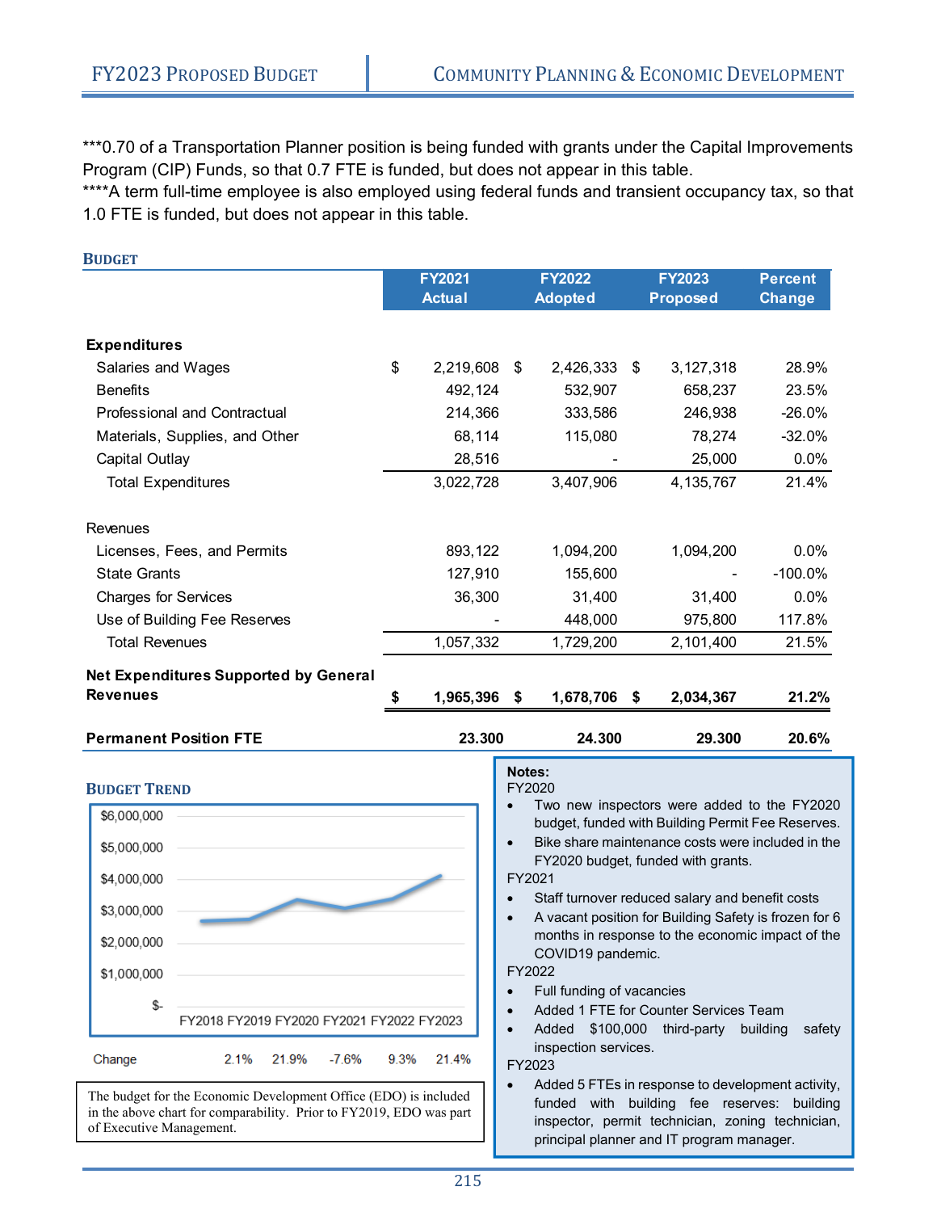***0.70 of a Transportation Planner position is being funded with grants under the Capital Improvements Program (CIP) Funds, so that 0.7 FTE is funded, but does not appear in this table.
****A term full-time employee is also employed using federal funds and transient occupancy tax, so that 1.0 FTE is funded, but does not appear in this table.

## BUDGET

| | FY2021 Actual | FY2022 Adopted | FY2023 Proposed | Percent Change |
|---|---|---|---|---|
| **Expenditures** | | | | |
| Salaries and Wages | $ 2,219,608 | $ 2,426,333 | $ 3,127,318 | 28.9% |
| Benefits | 492,124 | 532,907 | 658,237 | 23.5% |
| Professional and Contractual | 214,366 | 333,586 | 246,938 | -26.0% |
| Materials, Supplies, and Other | 68,114 | 115,080 | 78,274 | -32.0% |
| Capital Outlay | 28,516 | - | 25,000 | 0.0% |
| Total Expenditures | 3,022,728 | 3,407,906 | 4,135,767 | 21.4% |
| Revenues | | | | |
| Licenses, Fees, and Permits | 893,122 | 1,094,200 | 1,094,200 | 0.0% |
| State Grants | 127,910 | 155,600 | - | -100.0% |
| Charges for Services | 36,300 | 31,400 | 31,400 | 0.0% |
| Use of Building Fee Reserves | - | 448,000 | 975,800 | 117.8% |
| Total Revenues | 1,057,332 | 1,729,200 | 2,101,400 | 21.5% |
| **Net Expenditures Supported by General Revenues** | **$ 1,965,396** | **$ 1,678,706** | **$ 2,034,367** | **21.2%** |
| **Permanent Position FTE** | **23.300** | **24.300** | **29.300** | **20.6%** |

## BUDGET TREND

| | FY2018 | FY2019 | FY2020 | FY2021 | FY2022 | FY2023 |
|---|---|---|---|---|---|---|
| Change | | 2.1% | 21.9% | -7.6% | 9.3% | 21.4% |

The budget for the Economic Development Office (EDO) is included in the above chart for comparability. Prior to FY2019, EDO was part of Executive Management.

**Notes:**

FY2020
- Two new inspectors were added to the FY2020 budget, funded with Building Permit Fee Reserves.
- Bike share maintenance costs were included in the FY2020 budget, funded with grants.

FY2021
- Staff turnover reduced salary and benefit costs
- A vacant position for Building Safety is frozen for 6 months in response to the economic impact of the COVID19 pandemic.

FY2022
- Full funding of vacancies
- Added 1 FTE for Counter Services Team
- Added $100,000 third-party building safety inspection services.

FY2023
- Added 5 FTEs in response to development activity, funded with building fee reserves: building inspector, permit technician, zoning technician, principal planner and IT program manager.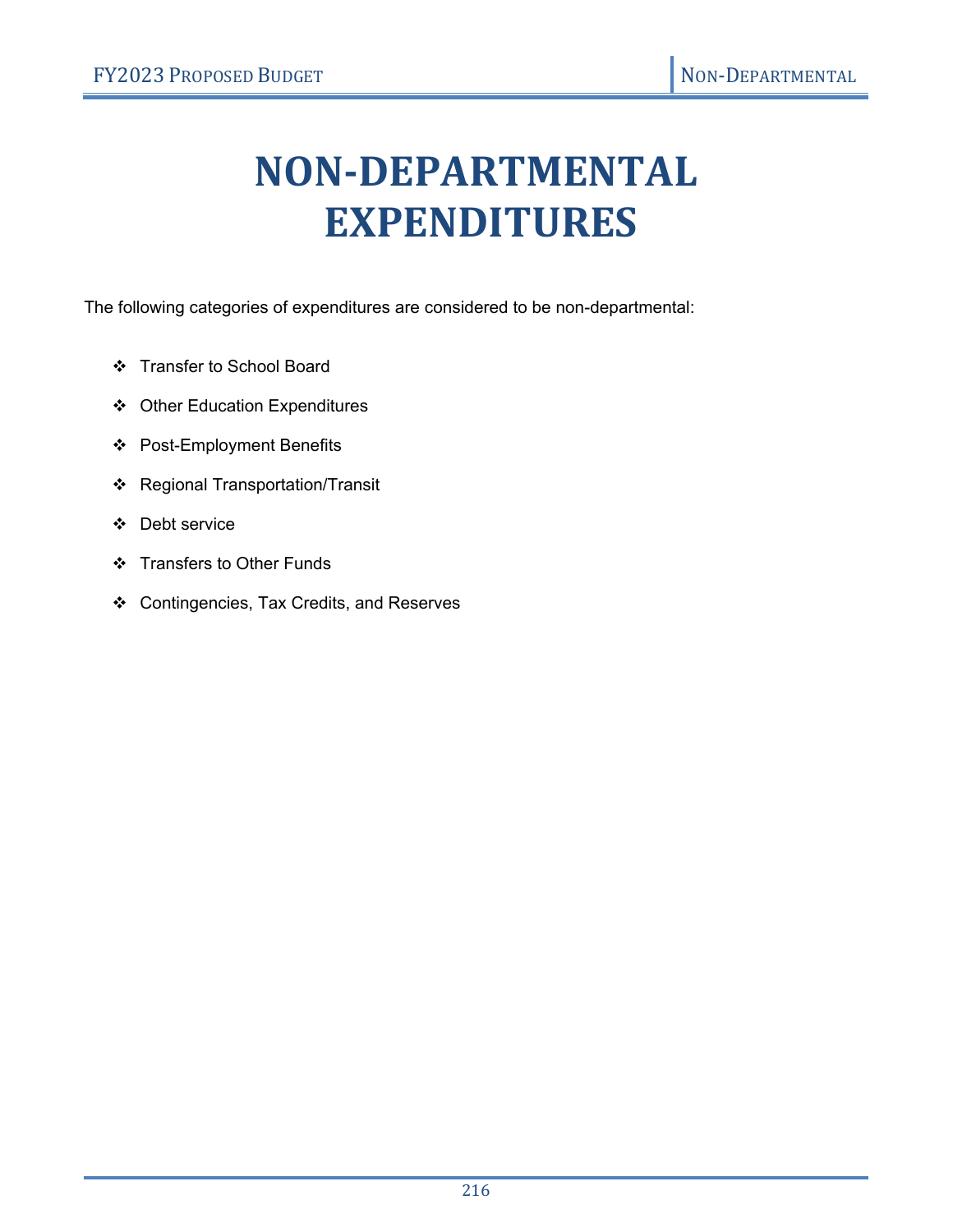# NON-DEPARTMENTAL EXPENDITURES

The following categories of expenditures are considered to be non-departmental:

- Transfer to School Board
- Other Education Expenditures
- Post-Employment Benefits
- Regional Transportation/Transit
- Debt service
- Transfers to Other Funds
- Contingencies, Tax Credits, and Reserves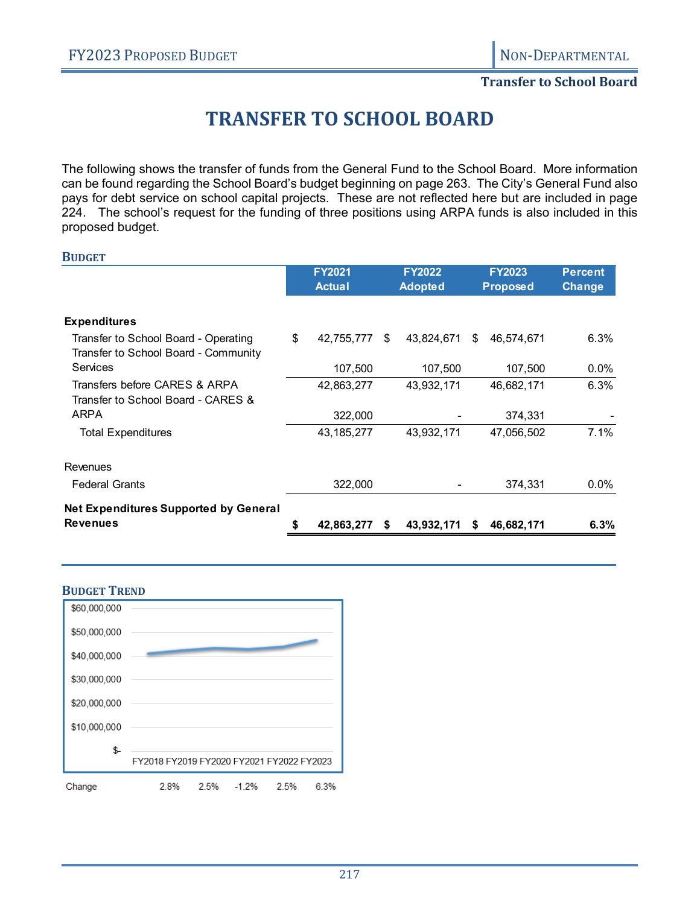# TRANSFER TO SCHOOL BOARD

The following shows the transfer of funds from the General Fund to the School Board. More information can be found regarding the School Board's budget beginning on page 263. The City's General Fund also pays for debt service on school capital projects. These are not reflected here but are included in page 224. The school's request for the funding of three positions using ARPA funds is also included in this proposed budget.

## BUDGET

| | FY2021 Actual | FY2022 Adopted | FY2023 Proposed | Percent Change |
|---|---|---|---|---|
| **Expenditures** | | | | |
| Transfer to School Board - Operating | $ 42,755,777 | $ 43,824,671 | $ 46,574,671 | 6.3% |
| Transfer to School Board - Community Services | 107,500 | 107,500 | 107,500 | 0.0% |
| Transfers before CARES & ARPA | 42,863,277 | 43,932,171 | 46,682,171 | 6.3% |
| Transfer to School Board - CARES & ARPA | 322,000 | - | 374,331 | - |
| Total Expenditures | 43,185,277 | 43,932,171 | 47,056,502 | 7.1% |
| Revenues | | | | |
| Federal Grants | 322,000 | - | 374,331 | 0.0% |
| **Net Expenditures Supported by General Revenues** | **$ 42,863,277** | **$ 43,932,171** | **$ 46,682,171** | **6.3%** |

## BUDGET TREND

| | FY2018 | FY2019 | FY2020 | FY2021 | FY2022 | FY2023 |
|---|---|---|---|---|---|---|
| Change | | 2.8% | 2.5% | -1.2% | 2.5% | 6.3% |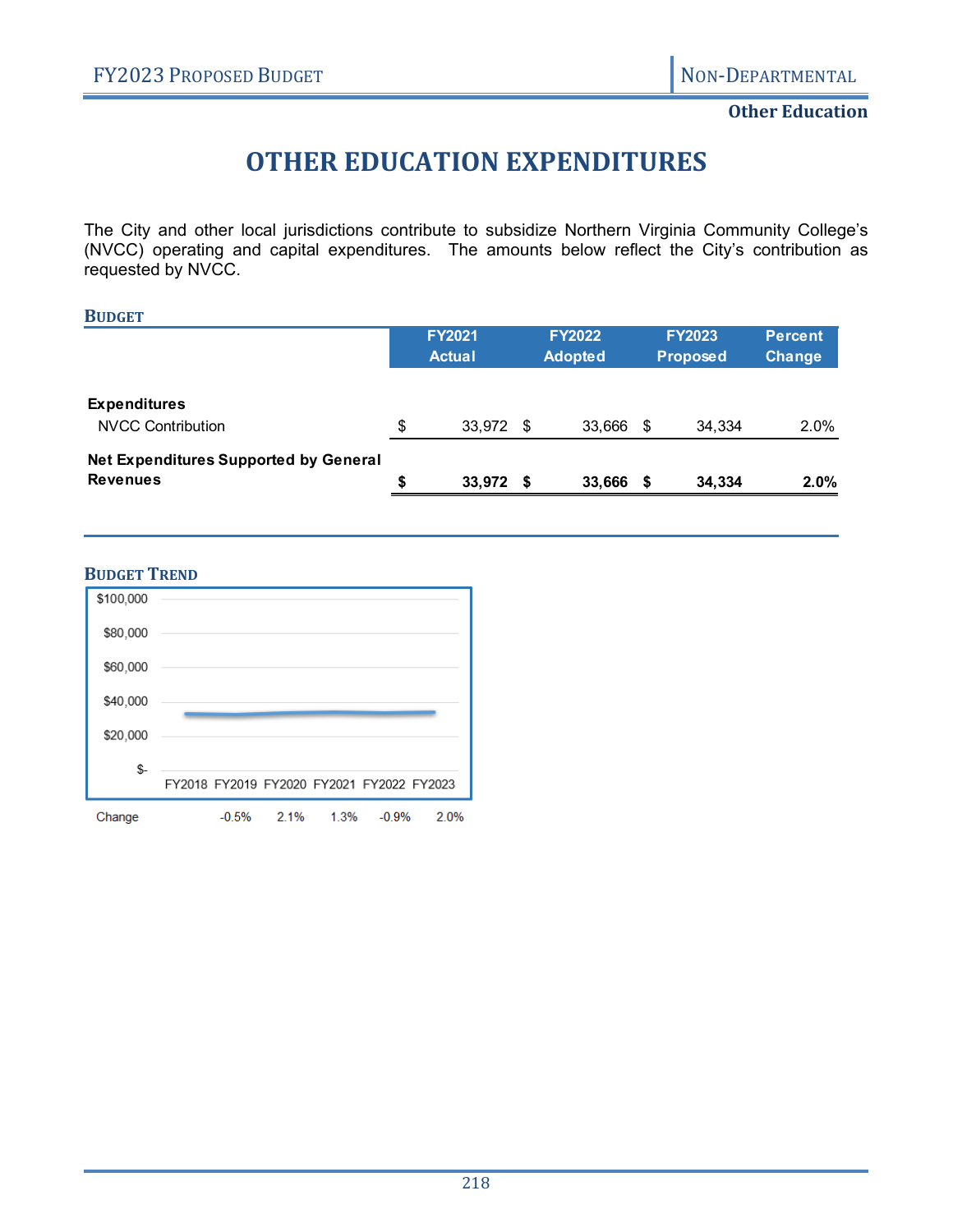Other Education

# OTHER EDUCATION EXPENDITURES

The City and other local jurisdictions contribute to subsidize Northern Virginia Community College's (NVCC) operating and capital expenditures. The amounts below reflect the City's contribution as requested by NVCC.

## BUDGET

| | FY2021 Actual | FY2022 Adopted | FY2023 Proposed | Percent Change |
|---|---|---|---|---|
| **Expenditures** | | | | |
| NVCC Contribution | $ 33,972 | $ 33,666 | $ 34,334 | 2.0% |
| **Net Expenditures Supported by General Revenues** | **$ 33,972** | **$ 33,666** | **$ 34,334** | **2.0%** |

## BUDGET TREND

| | FY2018 | FY2019 | FY2020 | FY2021 | FY2022 | FY2023 |
|---|---|---|---|---|---|---|
| Change | | -0.5% | 2.1% | 1.3% | -0.9% | 2.0% |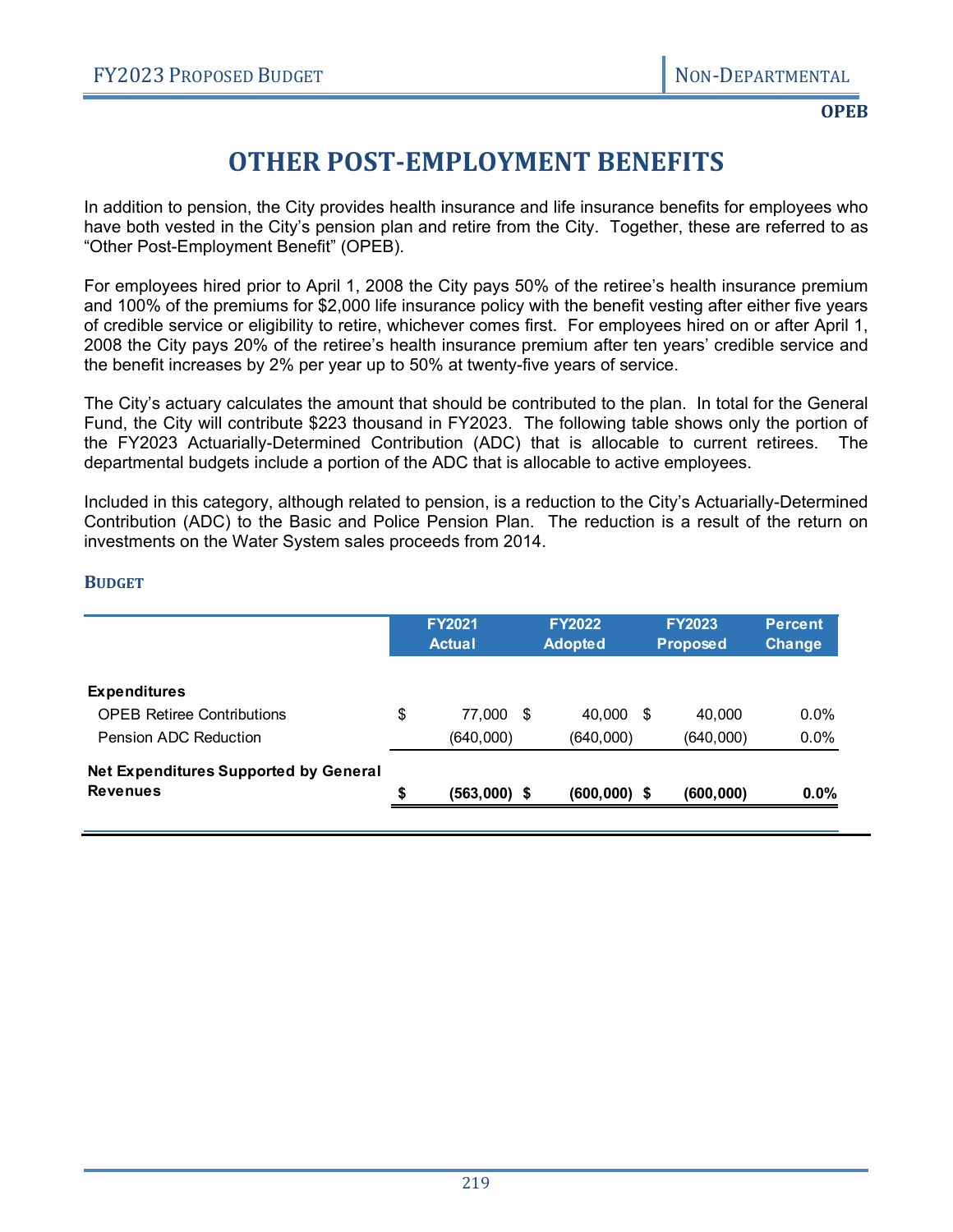**OPEB**

# OTHER POST-EMPLOYMENT BENEFITS

In addition to pension, the City provides health insurance and life insurance benefits for employees who have both vested in the City's pension plan and retire from the City. Together, these are referred to as "Other Post-Employment Benefit" (OPEB).

For employees hired prior to April 1, 2008 the City pays 50% of the retiree's health insurance premium and 100% of the premiums for $2,000 life insurance policy with the benefit vesting after either five years of credible service or eligibility to retire, whichever comes first. For employees hired on or after April 1, 2008 the City pays 20% of the retiree's health insurance premium after ten years' credible service and the benefit increases by 2% per year up to 50% at twenty-five years of service.

The City's actuary calculates the amount that should be contributed to the plan. In total for the General Fund, the City will contribute $223 thousand in FY2023. The following table shows only the portion of the FY2023 Actuarially-Determined Contribution (ADC) that is allocable to current retirees. The departmental budgets include a portion of the ADC that is allocable to active employees.

Included in this category, although related to pension, is a reduction to the City's Actuarially-Determined Contribution (ADC) to the Basic and Police Pension Plan. The reduction is a result of the return on investments on the Water System sales proceeds from 2014.

### BUDGET

| | FY2021 Actual | FY2022 Adopted | FY2023 Proposed | Percent Change |
|---|---|---|---|---|
| **Expenditures** | | | | |
| OPEB Retiree Contributions | $ 77,000 | $ 40,000 | $ 40,000 | 0.0% |
| Pension ADC Reduction | (640,000) | (640,000) | (640,000) | 0.0% |
| **Net Expenditures Supported by General Revenues** | **$ (563,000)** | **$ (600,000)** | **$ (600,000)** | **0.0%** |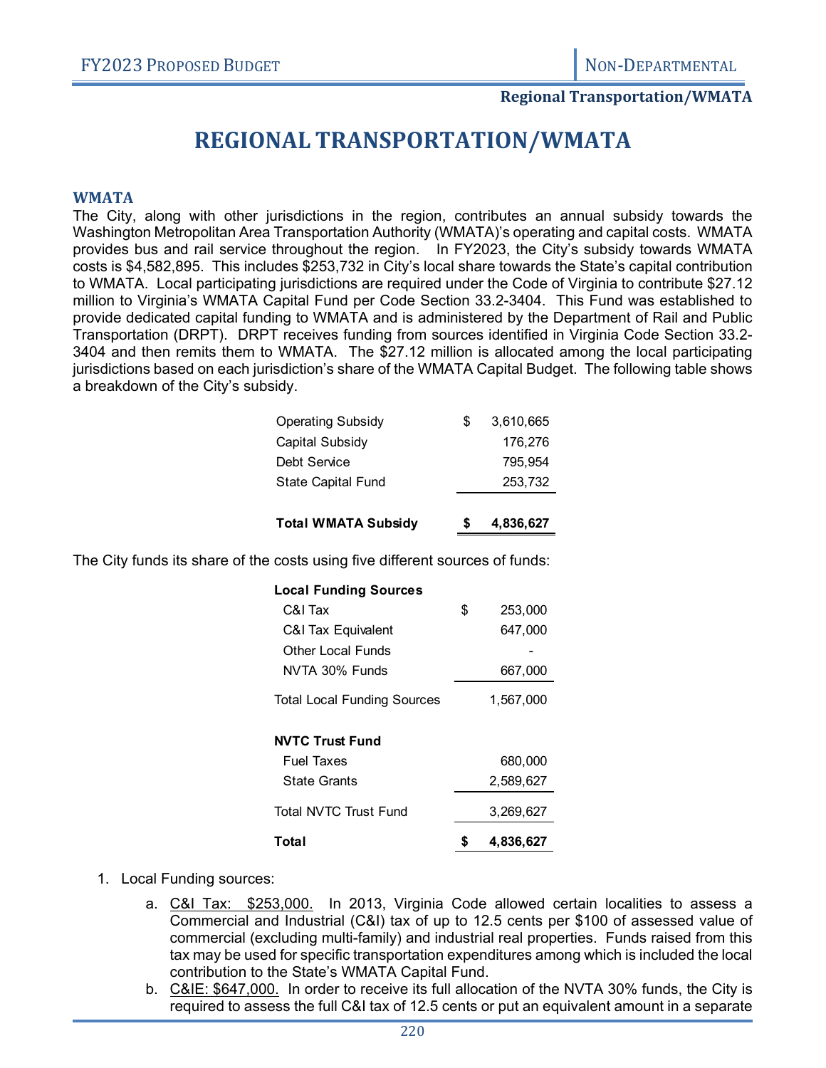## Regional Transportation/WMATA

# REGIONAL TRANSPORTATION/WMATA

### WMATA

The City, along with other jurisdictions in the region, contributes an annual subsidy towards the Washington Metropolitan Area Transportation Authority (WMATA)'s operating and capital costs. WMATA provides bus and rail service throughout the region. In FY2023, the City's subsidy towards WMATA costs is $4,582,895. This includes $253,732 in City's local share towards the State's capital contribution to WMATA. Local participating jurisdictions are required under the Code of Virginia to contribute $27.12 million to Virginia's WMATA Capital Fund per Code Section 33.2-3404. This Fund was established to provide dedicated capital funding to WMATA and is administered by the Department of Rail and Public Transportation (DRPT). DRPT receives funding from sources identified in Virginia Code Section 33.2-3404 and then remits them to WMATA. The $27.12 million is allocated among the local participating jurisdictions based on each jurisdiction's share of the WMATA Capital Budget. The following table shows a breakdown of the City's subsidy.

| | | |
|---|---|---|
| Operating Subsidy | $ | 3,610,665 |
| Capital Subsidy | | 176,276 |
| Debt Service | | 795,954 |
| State Capital Fund | | 253,732 |
| **Total WMATA Subsidy** | **$** | **4,836,627** |

The City funds its share of the costs using five different sources of funds:

| | | |
|---|---|---|
| **Local Funding Sources** | | |
| C&I Tax | $ | 253,000 |
| C&I Tax Equivalent | | 647,000 |
| Other Local Funds | | - |
| NVTA 30% Funds | | 667,000 |
| Total Local Funding Sources | | 1,567,000 |
| **NVTC Trust Fund** | | |
| Fuel Taxes | | 680,000 |
| State Grants | | 2,589,627 |
| Total NVTC Trust Fund | | 3,269,627 |
| **Total** | **$** | **4,836,627** |

1. Local Funding sources:
   a. C&I Tax: $253,000. In 2013, Virginia Code allowed certain localities to assess a Commercial and Industrial (C&I) tax of up to 12.5 cents per $100 of assessed value of commercial (excluding multi-family) and industrial real properties. Funds raised from this tax may be used for specific transportation expenditures among which is included the local contribution to the State's WMATA Capital Fund.
   b. C&IE: $647,000. In order to receive its full allocation of the NVTA 30% funds, the City is required to assess the full C&I tax of 12.5 cents or put an equivalent amount in a separate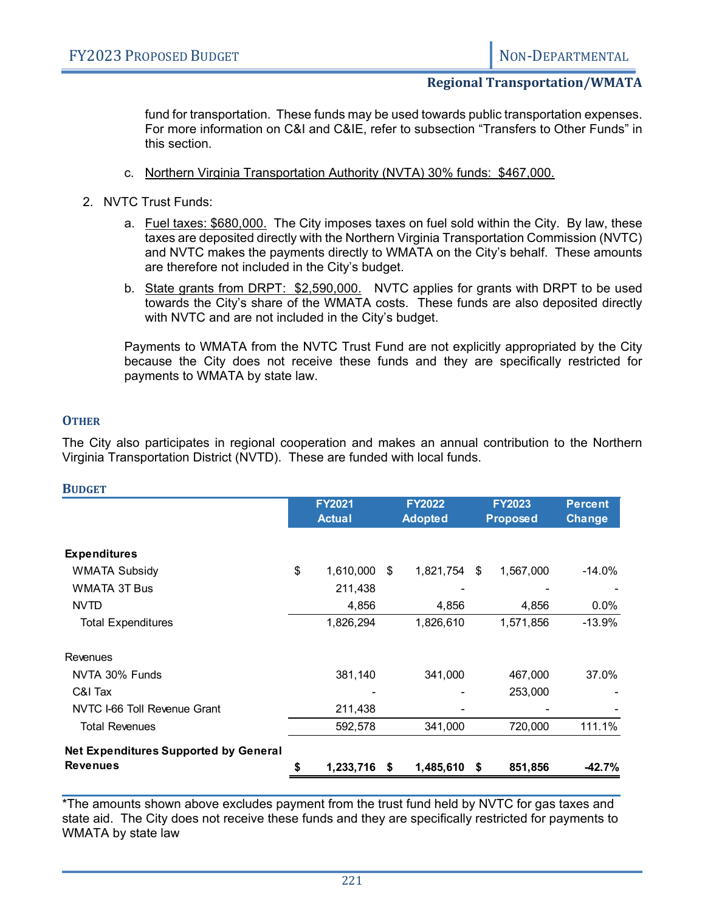fund for transportation. These funds may be used towards public transportation expenses. For more information on C&I and C&IE, refer to subsection "Transfers to Other Funds" in this section.

c. Northern Virginia Transportation Authority (NVTA) 30% funds: $467,000.

2. NVTC Trust Funds:

   a. Fuel taxes: $680,000. The City imposes taxes on fuel sold within the City. By law, these taxes are deposited directly with the Northern Virginia Transportation Commission (NVTC) and NVTC makes the payments directly to WMATA on the City's behalf. These amounts are therefore not included in the City's budget.

   b. State grants from DRPT: $2,590,000. NVTC applies for grants with DRPT to be used towards the City's share of the WMATA costs. These funds are also deposited directly with NVTC and are not included in the City's budget.

   Payments to WMATA from the NVTC Trust Fund are not explicitly appropriated by the City because the City does not receive these funds and they are specifically restricted for payments to WMATA by state law.

### Other

The City also participates in regional cooperation and makes an annual contribution to the Northern Virginia Transportation District (NVTD). These are funded with local funds.

### Budget

| | FY2021 Actual | FY2022 Adopted | FY2023 Proposed | Percent Change |
|---|---|---|---|---|
| **Expenditures** | | | | |
| WMATA Subsidy | $ 1,610,000 | $ 1,821,754 | $ 1,567,000 | -14.0% |
| WMATA 3T Bus | 211,438 | - | - | - |
| NVTD | 4,856 | 4,856 | 4,856 | 0.0% |
| Total Expenditures | 1,826,294 | 1,826,610 | 1,571,856 | -13.9% |
| Revenues | | | | |
| NVTA 30% Funds | 381,140 | 341,000 | 467,000 | 37.0% |
| C&I Tax | - | - | 253,000 | - |
| NVTC I-66 Toll Revenue Grant | 211,438 | - | - | - |
| Total Revenues | 592,578 | 341,000 | 720,000 | 111.1% |
| **Net Expenditures Supported by General Revenues** | **$ 1,233,716** | **$ 1,485,610** | **$ 851,856** | **-42.7%** |

*The amounts shown above excludes payment from the trust fund held by NVTC for gas taxes and state aid. The City does not receive these funds and they are specifically restricted for payments to WMATA by state law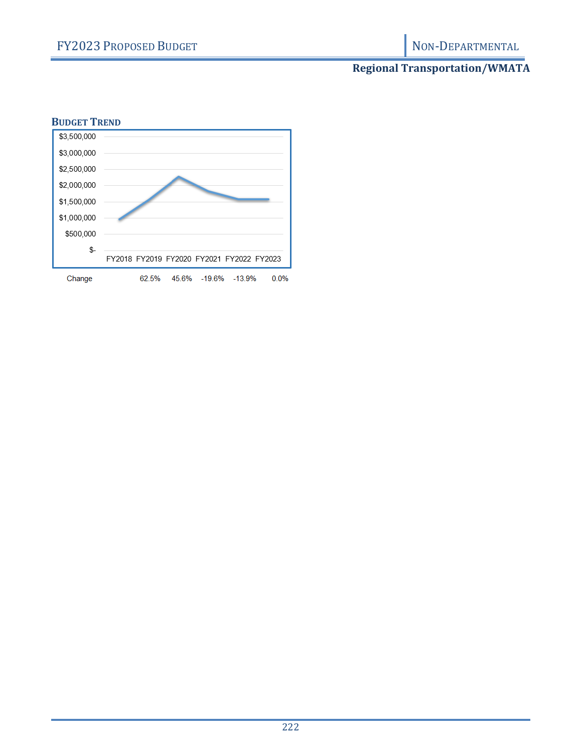## Regional Transportation/WMATA

### Budget Trend

| | FY2018 | FY2019 | FY2020 | FY2021 | FY2022 | FY2023 |
|---|---|---|---|---|---|---|
| Change | | 62.5% | 45.6% | -19.6% | -13.9% | 0.0% |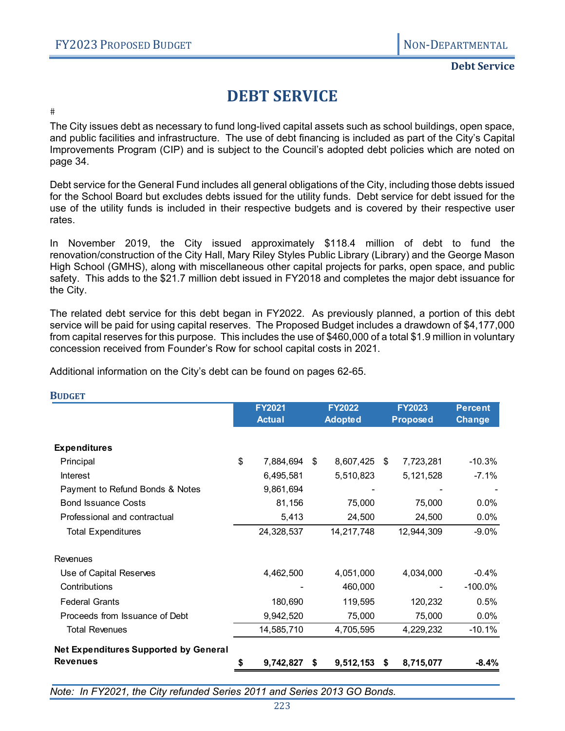# DEBT SERVICE

#

The City issues debt as necessary to fund long-lived capital assets such as school buildings, open space, and public facilities and infrastructure. The use of debt financing is included as part of the City's Capital Improvements Program (CIP) and is subject to the Council's adopted debt policies which are noted on page 34.

Debt service for the General Fund includes all general obligations of the City, including those debts issued for the School Board but excludes debts issued for the utility funds. Debt service for debt issued for the use of the utility funds is included in their respective budgets and is covered by their respective user rates.

In November 2019, the City issued approximately $118.4 million of debt to fund the renovation/construction of the City Hall, Mary Riley Styles Public Library (Library) and the George Mason High School (GMHS), along with miscellaneous other capital projects for parks, open space, and public safety. This adds to the $21.7 million debt issued in FY2018 and completes the major debt issuance for the City.

The related debt service for this debt began in FY2022. As previously planned, a portion of this debt service will be paid for using capital reserves. The Proposed Budget includes a drawdown of $4,177,000 from capital reserves for this purpose. This includes the use of $460,000 of a total $1.9 million in voluntary concession received from Founder's Row for school capital costs in 2021.

Additional information on the City's debt can be found on pages 62-65.

### BUDGET

| | FY2021 Actual | FY2022 Adopted | FY2023 Proposed | Percent Change |
|---|---|---|---|---|
| **Expenditures** | | | | |
| Principal | $ 7,884,694 | $ 8,607,425 | $ 7,723,281 | -10.3% |
| Interest | 6,495,581 | 5,510,823 | 5,121,528 | -7.1% |
| Payment to Refund Bonds & Notes | 9,861,694 | - | - | - |
| Bond Issuance Costs | 81,156 | 75,000 | 75,000 | 0.0% |
| Professional and contractual | 5,413 | 24,500 | 24,500 | 0.0% |
| Total Expenditures | 24,328,537 | 14,217,748 | 12,944,309 | -9.0% |
| Revenues | | | | |
| Use of Capital Reserves | 4,462,500 | 4,051,000 | 4,034,000 | -0.4% |
| Contributions | - | 460,000 | - | -100.0% |
| Federal Grants | 180,690 | 119,595 | 120,232 | 0.5% |
| Proceeds from Issuance of Debt | 9,942,520 | 75,000 | 75,000 | 0.0% |
| Total Revenues | 14,585,710 | 4,705,595 | 4,229,232 | -10.1% |
| **Net Expenditures Supported by General Revenues** | **$ 9,742,827** | **$ 9,512,153** | **$ 8,715,077** | **-8.4%** |

*Note: In FY2021, the City refunded Series 2011 and Series 2013 GO Bonds.*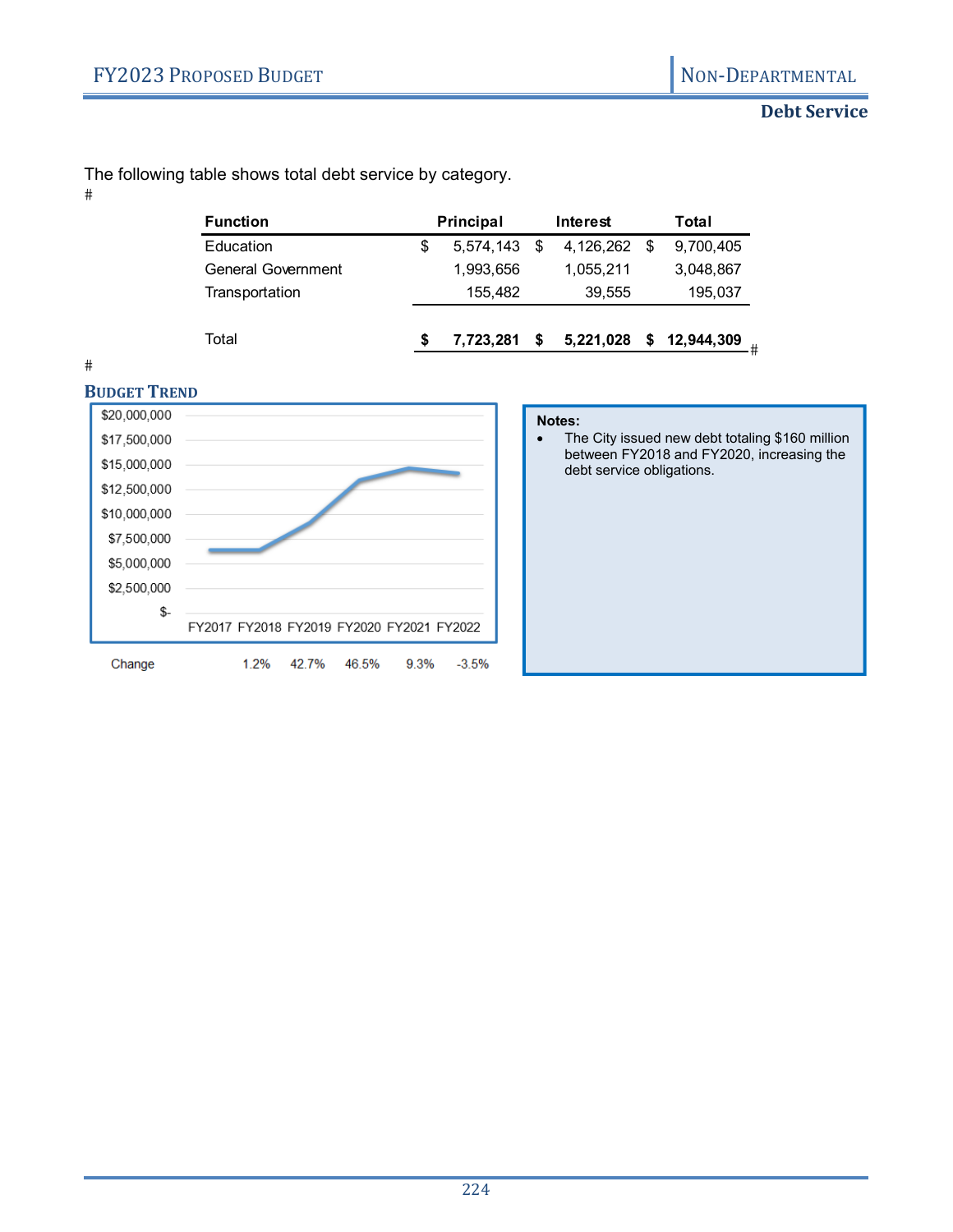## Debt Service

The following table shows total debt service by category.

| Function | Principal | Interest | Total |
|---|---|---|---|
| Education | $ 5,574,143 | $ 4,126,262 | $ 9,700,405 |
| General Government | 1,993,656 | 1,055,211 | 3,048,867 |
| Transportation | 155,482 | 39,555 | 195,037 |
| **Total** | **$ 7,723,281** | **$ 5,221,028** | **$ 12,944,309** |

### BUDGET TREND

| | FY2017 | FY2018 | FY2019 | FY2020 | FY2021 | FY2022 |
|---|---|---|---|---|---|---|
| Change | | 1.2% | 42.7% | 46.5% | 9.3% | -3.5% |

**Notes:**

- The City issued new debt totaling $160 million between FY2018 and FY2020, increasing the debt service obligations.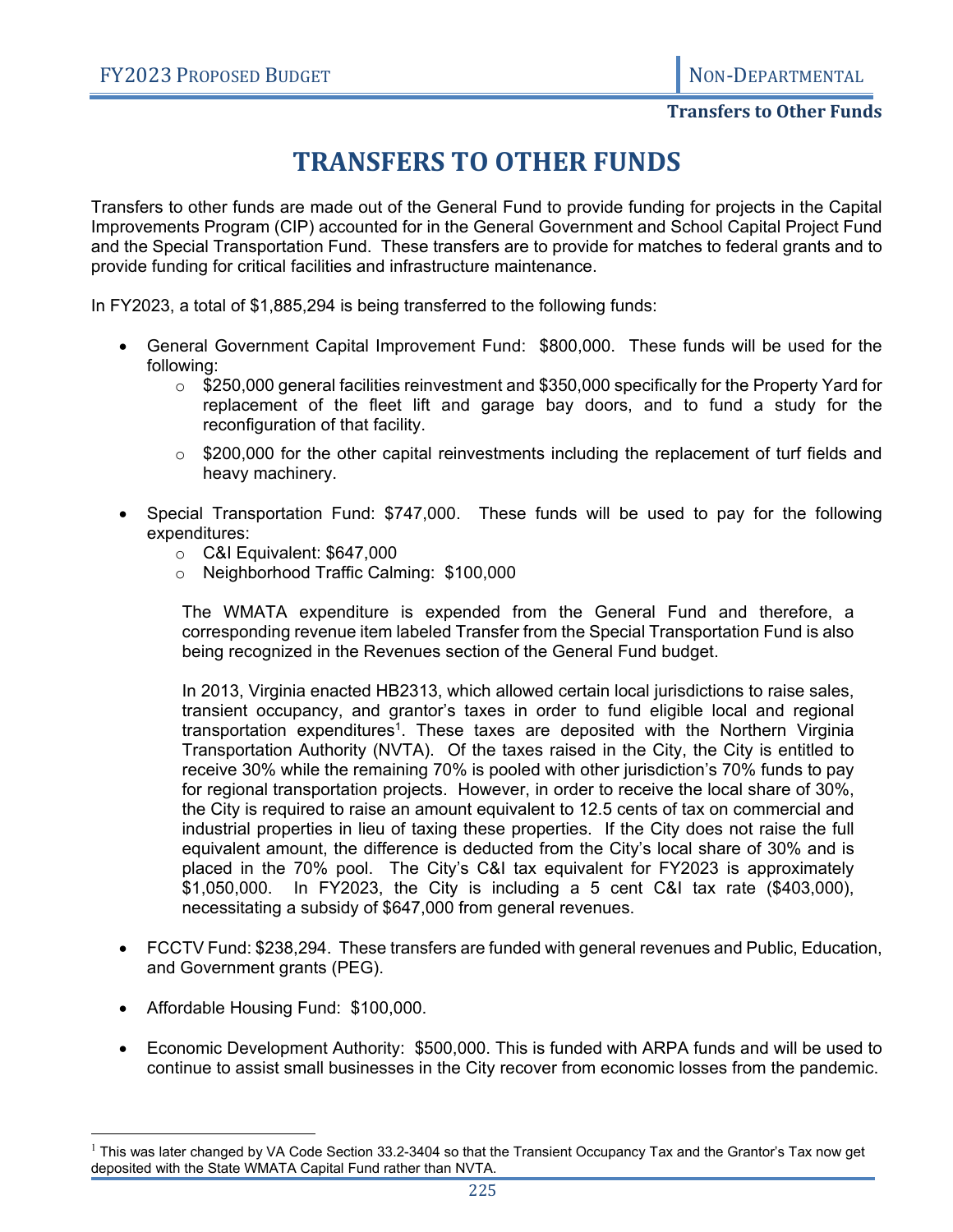# TRANSFERS TO OTHER FUNDS

Transfers to other funds are made out of the General Fund to provide funding for projects in the Capital Improvements Program (CIP) accounted for in the General Government and School Capital Project Fund and the Special Transportation Fund. These transfers are to provide for matches to federal grants and to provide funding for critical facilities and infrastructure maintenance.

In FY2023, a total of $1,885,294 is being transferred to the following funds:

- General Government Capital Improvement Fund: $800,000. These funds will be used for the following:
  - $250,000 general facilities reinvestment and $350,000 specifically for the Property Yard for replacement of the fleet lift and garage bay doors, and to fund a study for the reconfiguration of that facility.
  - $200,000 for the other capital reinvestments including the replacement of turf fields and heavy machinery.
- Special Transportation Fund: $747,000. These funds will be used to pay for the following expenditures:
  - C&I Equivalent: $647,000
  - Neighborhood Traffic Calming: $100,000

  The WMATA expenditure is expended from the General Fund and therefore, a corresponding revenue item labeled Transfer from the Special Transportation Fund is also being recognized in the Revenues section of the General Fund budget.

  In 2013, Virginia enacted HB2313, which allowed certain local jurisdictions to raise sales, transient occupancy, and grantor's taxes in order to fund eligible local and regional transportation expenditures[1]. These taxes are deposited with the Northern Virginia Transportation Authority (NVTA). Of the taxes raised in the City, the City is entitled to receive 30% while the remaining 70% is pooled with other jurisdiction's 70% funds to pay for regional transportation projects. However, in order to receive the local share of 30%, the City is required to raise an amount equivalent to 12.5 cents of tax on commercial and industrial properties in lieu of taxing these properties. If the City does not raise the full equivalent amount, the difference is deducted from the City's local share of 30% and is placed in the 70% pool. The City's C&I tax equivalent for FY2023 is approximately $1,050,000. In FY2023, the City is including a 5 cent C&I tax rate ($403,000), necessitating a subsidy of $647,000 from general revenues.

- FCCTV Fund: $238,294. These transfers are funded with general revenues and Public, Education, and Government grants (PEG).
- Affordable Housing Fund: $100,000.
- Economic Development Authority: $500,000. This is funded with ARPA funds and will be used to continue to assist small businesses in the City recover from economic losses from the pandemic.

[1] This was later changed by VA Code Section 33.2-3404 so that the Transient Occupancy Tax and the Grantor's Tax now get deposited with the State WMATA Capital Fund rather than NVTA.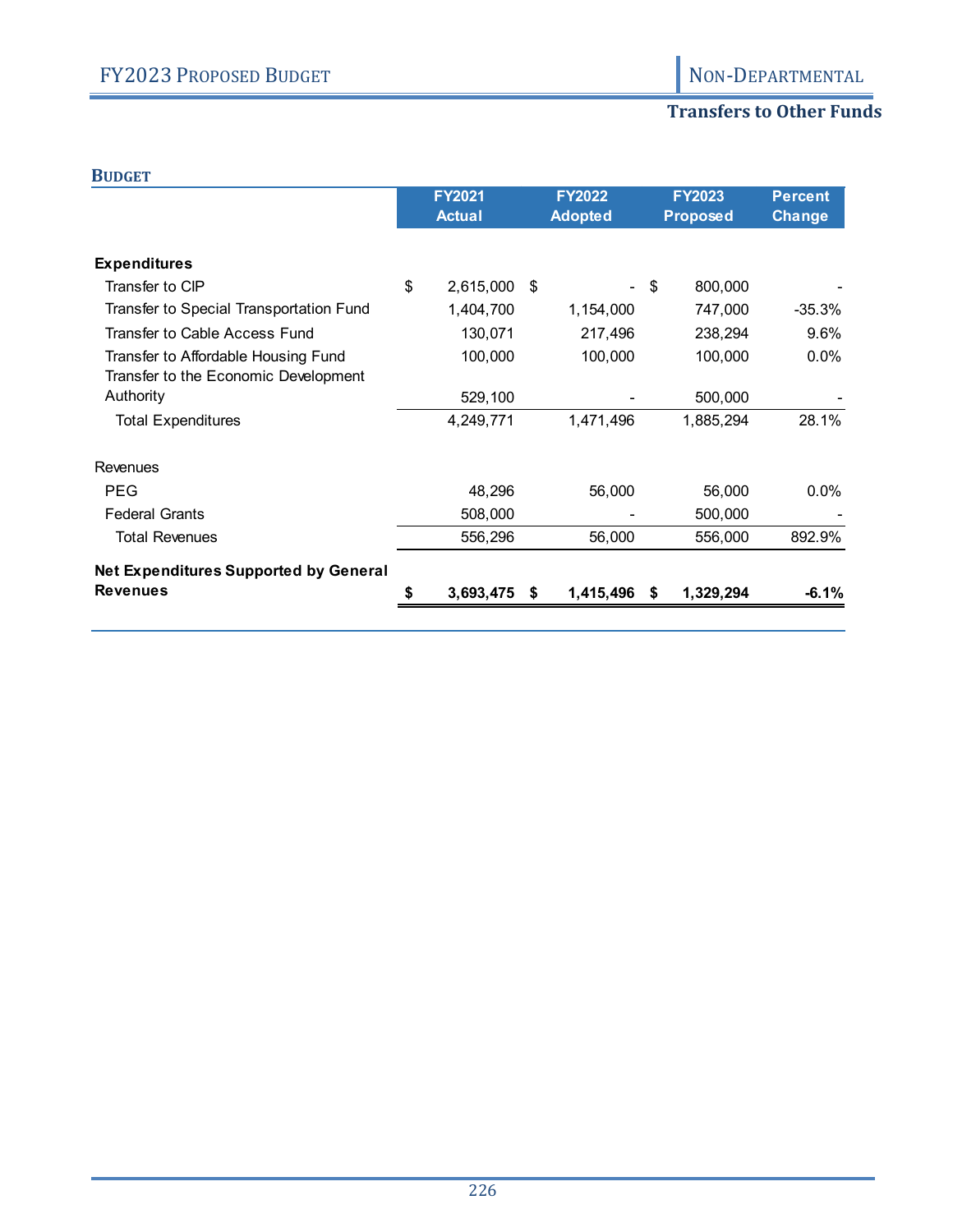## Transfers to Other Funds

### BUDGET

| | FY2021 Actual | FY2022 Adopted | FY2023 Proposed | Percent Change |
|---|---|---|---|---|
| **Expenditures** | | | | |
| Transfer to CIP | $ 2,615,000 | $ - | $ 800,000 | - |
| Transfer to Special Transportation Fund | 1,404,700 | 1,154,000 | 747,000 | -35.3% |
| Transfer to Cable Access Fund | 130,071 | 217,496 | 238,294 | 9.6% |
| Transfer to Affordable Housing Fund | 100,000 | 100,000 | 100,000 | 0.0% |
| Transfer to the Economic Development Authority | 529,100 | - | 500,000 | - |
| Total Expenditures | 4,249,771 | 1,471,496 | 1,885,294 | 28.1% |
| Revenues | | | | |
| PEG | 48,296 | 56,000 | 56,000 | 0.0% |
| Federal Grants | 508,000 | - | 500,000 | - |
| Total Revenues | 556,296 | 56,000 | 556,000 | 892.9% |
| **Net Expenditures Supported by General Revenues** | **$ 3,693,475** | **$ 1,415,496** | **$ 1,329,294** | **-6.1%** |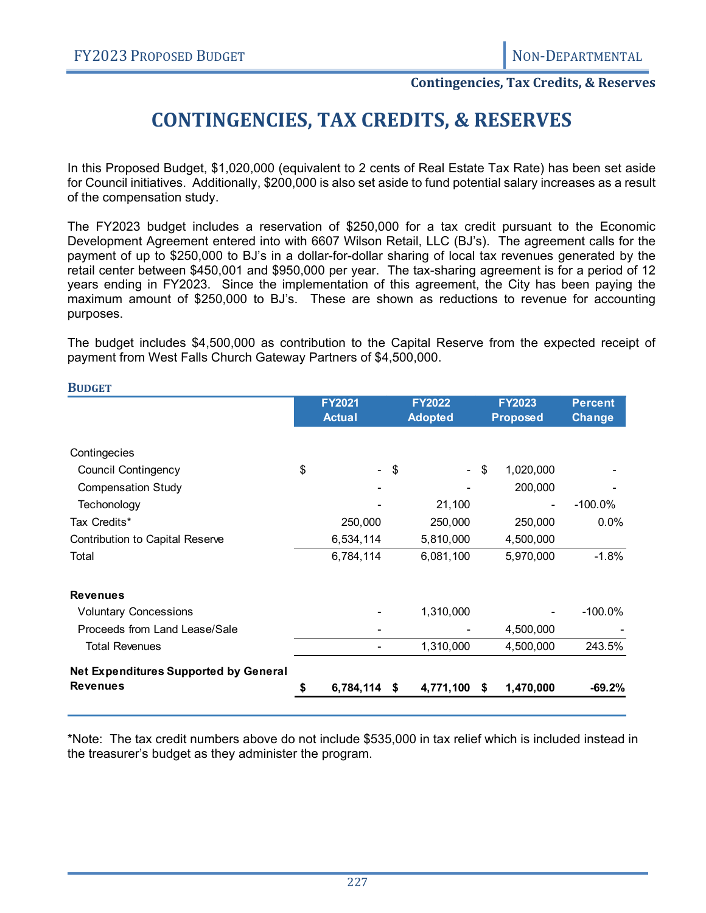# CONTINGENCIES, TAX CREDITS, & RESERVES

In this Proposed Budget, $1,020,000 (equivalent to 2 cents of Real Estate Tax Rate) has been set aside for Council initiatives. Additionally, $200,000 is also set aside to fund potential salary increases as a result of the compensation study.

The FY2023 budget includes a reservation of $250,000 for a tax credit pursuant to the Economic Development Agreement entered into with 6607 Wilson Retail, LLC (BJ's). The agreement calls for the payment of up to $250,000 to BJ's in a dollar-for-dollar sharing of local tax revenues generated by the retail center between $450,001 and $950,000 per year. The tax-sharing agreement is for a period of 12 years ending in FY2023. Since the implementation of this agreement, the City has been paying the maximum amount of $250,000 to BJ's. These are shown as reductions to revenue for accounting purposes.

The budget includes $4,500,000 as contribution to the Capital Reserve from the expected receipt of payment from West Falls Church Gateway Partners of $4,500,000.

## BUDGET

| | FY2021 Actual | FY2022 Adopted | FY2023 Proposed | Percent Change |
|---|---|---|---|---|
| Contingecies | | | | |
| Council Contingency | $ - | $ - | $ 1,020,000 | - |
| Compensation Study | - | - | 200,000 | - |
| Techonology | - | 21,100 | - | -100.0% |
| Tax Credits* | 250,000 | 250,000 | 250,000 | 0.0% |
| Contribution to Capital Reserve | 6,534,114 | 5,810,000 | 4,500,000 | |
| Total | 6,784,114 | 6,081,100 | 5,970,000 | -1.8% |
| **Revenues** | | | | |
| Voluntary Concessions | - | 1,310,000 | - | -100.0% |
| Proceeds from Land Lease/Sale | - | - | 4,500,000 | - |
| Total Revenues | - | 1,310,000 | 4,500,000 | 243.5% |
| **Net Expenditures Supported by General Revenues** | **$ 6,784,114** | **$ 4,771,100** | **$ 1,470,000** | **-69.2%** |

*Note: The tax credit numbers above do not include $535,000 in tax relief which is included instead in the treasurer's budget as they administer the program.